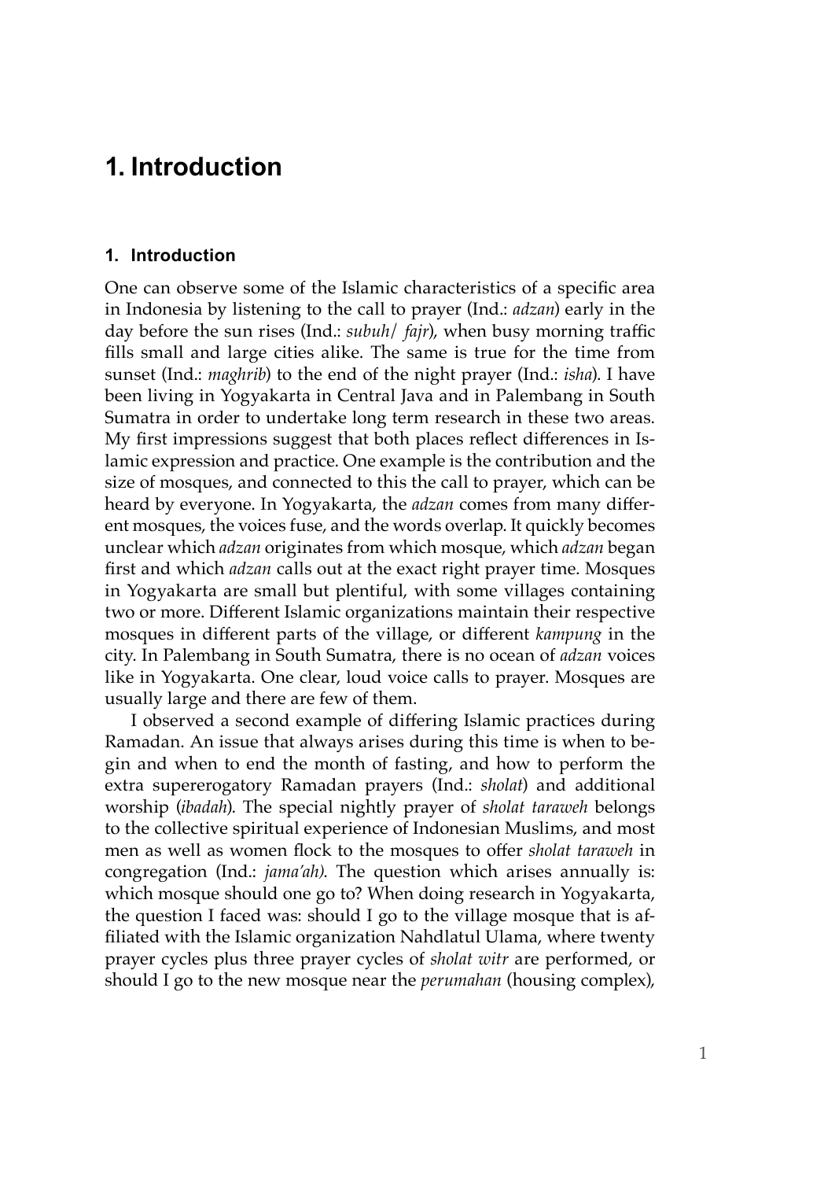# 1. Introduction

## 1. Introduction

One can observe some of the Islamic characteristics of a specific area in Indonesia by listening to the call to prayer (Ind.: *adzan*) early in the day before the sun rises (Ind.: *subuh*/ *fajr*), when busy morning traffic fills small and large cities alike. The same is true for the time from sunset (Ind.: *maghrib*) to the end of the night prayer (Ind.: *isha*). I have been living in Yogyakarta in Central Java and in Palembang in South Sumatra in order to undertake long term research in these two areas. My first impressions suggest that both places reflect differences in Islamic expression and practice. One example is the contribution and the size of mosques, and connected to this the call to prayer, which can be heard by everyone. In Yogyakarta, the *adzan* comes from many different mosques, the voices fuse, and the words overlap. It quickly becomes unclear which *adzan* originates from which mosque, which *adzan* began first and which *adzan* calls out at the exact right prayer time. Mosques in Yogyakarta are small but plentiful, with some villages containing two or more. Different Islamic organizations maintain their respective mosques in different parts of the village, or different *kampung* in the city. In Palembang in South Sumatra, there is no ocean of *adzan* voices like in Yogyakarta. One clear, loud voice calls to prayer. Mosques are usually large and there are few of them.

I observed a second example of differing Islamic practices during Ramadan. An issue that always arises during this time is when to begin and when to end the month of fasting, and how to perform the extra supererogatory Ramadan prayers (Ind.: *sholat*) and additional worship (*ibadah*). The special nightly prayer of *sholat taraweh* belongs to the collective spiritual experience of Indonesian Muslims, and most men as well as women flock to the mosques to offer *sholat taraweh* in congregation (Ind.: *jama'ah)*. The question which arises annually is: which mosque should one go to? When doing research in Yogyakarta, the question I faced was: should I go to the village mosque that is affiliated with the Islamic organization Nahdlatul Ulama, where twenty prayer cycles plus three prayer cycles of *sholat witr* are performed, or should I go to the new mosque near the *perumahan* (housing complex),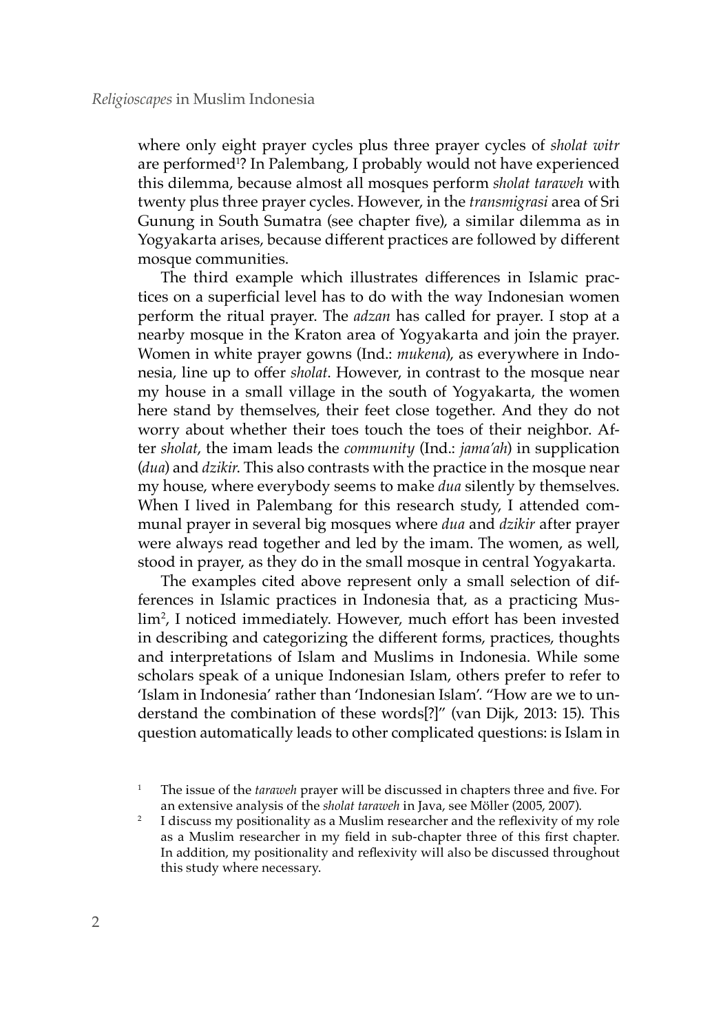where only eight prayer cycles plus three prayer cycles of *sholat witr* are performed[1]? In Palembang, I probably would not have experienced this dilemma, because almost all mosques perform *sholat taraweh* with twenty plus three prayer cycles. However, in the *transmigrasi* area of Sri Gunung in South Sumatra (see chapter five), a similar dilemma as in Yogyakarta arises, because different practices are followed by different mosque communities.

The third example which illustrates differences in Islamic practices on a superficial level has to do with the way Indonesian women perform the ritual prayer. The *adzan* has called for prayer. I stop at a nearby mosque in the Kraton area of Yogyakarta and join the prayer. Women in white prayer gowns (Ind.: *mukena*), as everywhere in Indonesia, line up to offer *sholat*. However, in contrast to the mosque near my house in a small village in the south of Yogyakarta, the women here stand by themselves, their feet close together. And they do not worry about whether their toes touch the toes of their neighbor. After *sholat*, the imam leads the *community* (Ind.: *jama'ah*) in supplication (*dua*) and *dzikir*. This also contrasts with the practice in the mosque near my house, where everybody seems to make *dua* silently by themselves. When I lived in Palembang for this research study, I attended communal prayer in several big mosques where *dua* and *dzikir* after prayer were always read together and led by the imam. The women, as well, stood in prayer, as they do in the small mosque in central Yogyakarta.

The examples cited above represent only a small selection of differences in Islamic practices in Indonesia that, as a practicing Muslim[2], I noticed immediately. However, much effort has been invested in describing and categorizing the different forms, practices, thoughts and interpretations of Islam and Muslims in Indonesia. While some scholars speak of a unique Indonesian Islam, others prefer to refer to 'Islam in Indonesia' rather than 'Indonesian Islam'. "How are we to understand the combination of these words[?]" (van Dijk, 2013: 15). This question automatically leads to other complicated questions: is Islam in

---

[1] The issue of the *taraweh* prayer will be discussed in chapters three and five. For an extensive analysis of the *sholat taraweh* in Java, see Möller (2005, 2007).

[2] I discuss my positionality as a Muslim researcher and the reflexivity of my role as a Muslim researcher in my field in sub-chapter three of this first chapter. In addition, my positionality and reflexivity will also be discussed throughout this study where necessary.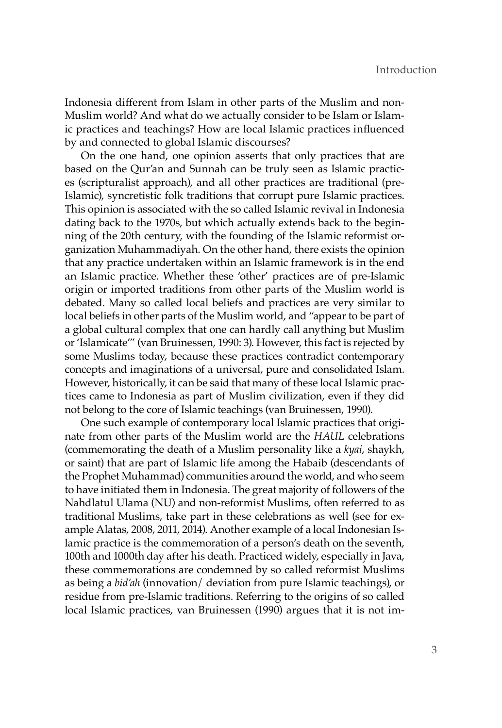Indonesia different from Islam in other parts of the Muslim and non-Muslim world? And what do we actually consider to be Islam or Islamic practices and teachings? How are local Islamic practices influenced by and connected to global Islamic discourses?

On the one hand, one opinion asserts that only practices that are based on the Qur'an and Sunnah can be truly seen as Islamic practices (scripturalist approach), and all other practices are traditional (pre-Islamic), syncretistic folk traditions that corrupt pure Islamic practices. This opinion is associated with the so called Islamic revival in Indonesia dating back to the 1970s, but which actually extends back to the beginning of the 20th century, with the founding of the Islamic reformist organization Muhammadiyah. On the other hand, there exists the opinion that any practice undertaken within an Islamic framework is in the end an Islamic practice. Whether these 'other' practices are of pre-Islamic origin or imported traditions from other parts of the Muslim world is debated. Many so called local beliefs and practices are very similar to local beliefs in other parts of the Muslim world, and "appear to be part of a global cultural complex that one can hardly call anything but Muslim or 'Islamicate'" (van Bruinessen, 1990: 3). However, this fact is rejected by some Muslims today, because these practices contradict contemporary concepts and imaginations of a universal, pure and consolidated Islam. However, historically, it can be said that many of these local Islamic practices came to Indonesia as part of Muslim civilization, even if they did not belong to the core of Islamic teachings (van Bruinessen, 1990).

One such example of contemporary local Islamic practices that originate from other parts of the Muslim world are the *HAUL* celebrations (commemorating the death of a Muslim personality like a *kyai*, shaykh, or saint) that are part of Islamic life among the Habaib (descendants of the Prophet Muhammad) communities around the world, and who seem to have initiated them in Indonesia. The great majority of followers of the Nahdlatul Ulama (NU) and non-reformist Muslims, often referred to as traditional Muslims, take part in these celebrations as well (see for example Alatas, 2008, 2011, 2014). Another example of a local Indonesian Islamic practice is the commemoration of a person's death on the seventh, 100th and 1000th day after his death. Practiced widely, especially in Java, these commemorations are condemned by so called reformist Muslims as being a *bid'ah* (innovation/ deviation from pure Islamic teachings), or residue from pre-Islamic traditions. Referring to the origins of so called local Islamic practices, van Bruinessen (1990) argues that it is not im-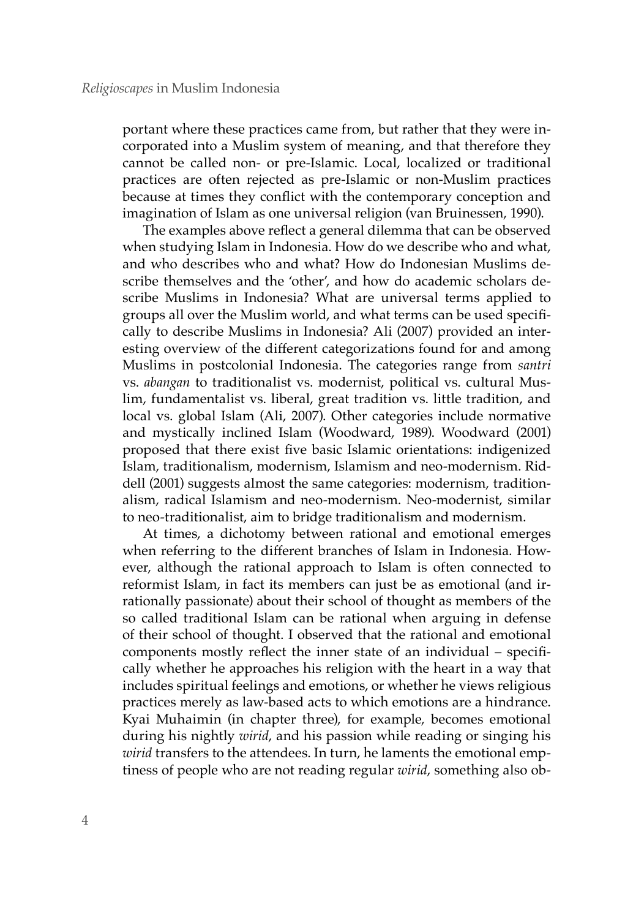portant where these practices came from, but rather that they were incorporated into a Muslim system of meaning, and that therefore they cannot be called non- or pre-Islamic. Local, localized or traditional practices are often rejected as pre-Islamic or non-Muslim practices because at times they conflict with the contemporary conception and imagination of Islam as one universal religion (van Bruinessen, 1990).

The examples above reflect a general dilemma that can be observed when studying Islam in Indonesia. How do we describe who and what, and who describes who and what? How do Indonesian Muslims describe themselves and the 'other', and how do academic scholars describe Muslims in Indonesia? What are universal terms applied to groups all over the Muslim world, and what terms can be used specifically to describe Muslims in Indonesia? Ali (2007) provided an interesting overview of the different categorizations found for and among Muslims in postcolonial Indonesia. The categories range from *santri* vs. *abangan* to traditionalist vs. modernist, political vs. cultural Muslim, fundamentalist vs. liberal, great tradition vs. little tradition, and local vs. global Islam (Ali, 2007). Other categories include normative and mystically inclined Islam (Woodward, 1989). Woodward (2001) proposed that there exist five basic Islamic orientations: indigenized Islam, traditionalism, modernism, Islamism and neo-modernism. Riddell (2001) suggests almost the same categories: modernism, traditionalism, radical Islamism and neo-modernism. Neo-modernist, similar to neo-traditionalist, aim to bridge traditionalism and modernism.

At times, a dichotomy between rational and emotional emerges when referring to the different branches of Islam in Indonesia. However, although the rational approach to Islam is often connected to reformist Islam, in fact its members can just be as emotional (and irrationally passionate) about their school of thought as members of the so called traditional Islam can be rational when arguing in defense of their school of thought. I observed that the rational and emotional components mostly reflect the inner state of an individual – specifically whether he approaches his religion with the heart in a way that includes spiritual feelings and emotions, or whether he views religious practices merely as law-based acts to which emotions are a hindrance. Kyai Muhaimin (in chapter three), for example, becomes emotional during his nightly *wirid*, and his passion while reading or singing his *wirid* transfers to the attendees. In turn, he laments the emotional emptiness of people who are not reading regular *wirid*, something also ob-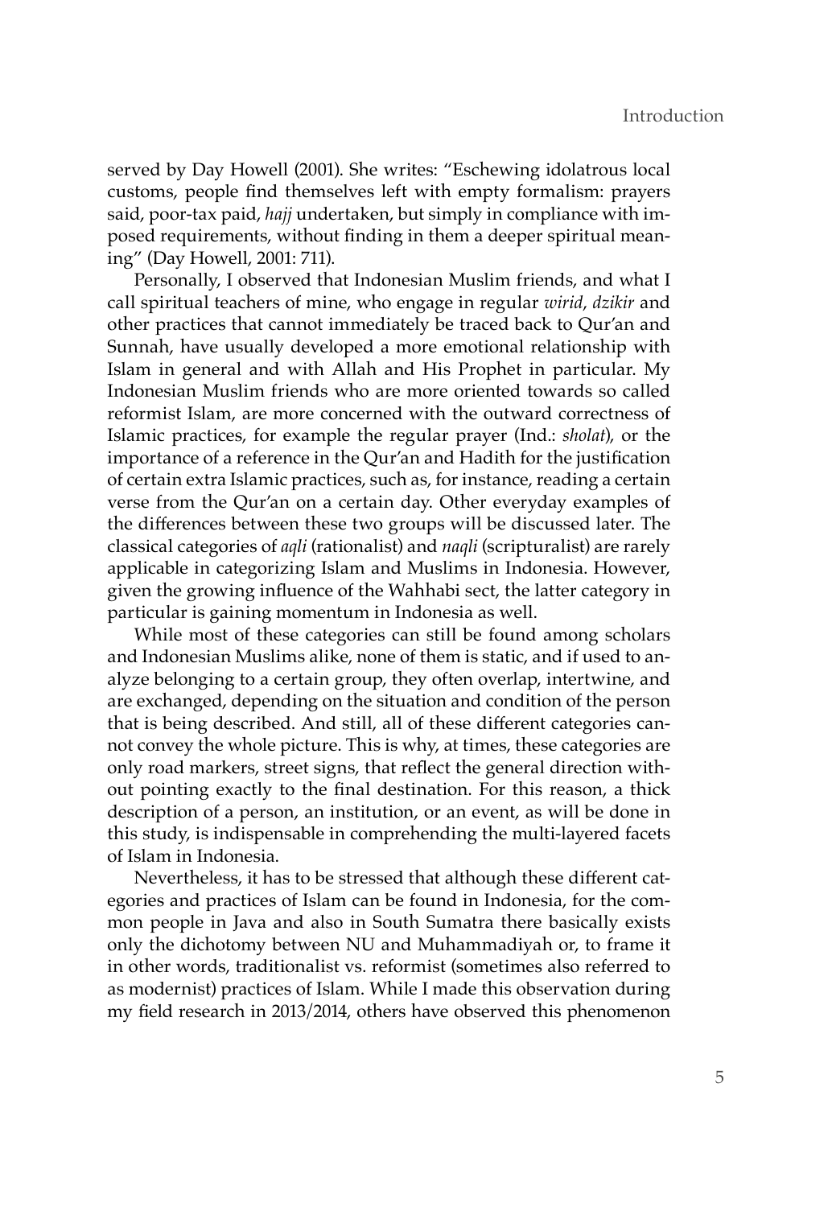served by Day Howell (2001). She writes: "Eschewing idolatrous local customs, people find themselves left with empty formalism: prayers said, poor-tax paid, *hajj* undertaken, but simply in compliance with imposed requirements, without finding in them a deeper spiritual meaning" (Day Howell, 2001: 711).

Personally, I observed that Indonesian Muslim friends, and what I call spiritual teachers of mine, who engage in regular *wirid*, *dzikir* and other practices that cannot immediately be traced back to Qur'an and Sunnah, have usually developed a more emotional relationship with Islam in general and with Allah and His Prophet in particular. My Indonesian Muslim friends who are more oriented towards so called reformist Islam, are more concerned with the outward correctness of Islamic practices, for example the regular prayer (Ind.: *sholat*), or the importance of a reference in the Qur'an and Hadith for the justification of certain extra Islamic practices, such as, for instance, reading a certain verse from the Qur'an on a certain day. Other everyday examples of the differences between these two groups will be discussed later. The classical categories of *aqli* (rationalist) and *naqli* (scripturalist) are rarely applicable in categorizing Islam and Muslims in Indonesia. However, given the growing influence of the Wahhabi sect, the latter category in particular is gaining momentum in Indonesia as well.

While most of these categories can still be found among scholars and Indonesian Muslims alike, none of them is static, and if used to analyze belonging to a certain group, they often overlap, intertwine, and are exchanged, depending on the situation and condition of the person that is being described. And still, all of these different categories cannot convey the whole picture. This is why, at times, these categories are only road markers, street signs, that reflect the general direction without pointing exactly to the final destination. For this reason, a thick description of a person, an institution, or an event, as will be done in this study, is indispensable in comprehending the multi-layered facets of Islam in Indonesia.

Nevertheless, it has to be stressed that although these different categories and practices of Islam can be found in Indonesia, for the common people in Java and also in South Sumatra there basically exists only the dichotomy between NU and Muhammadiyah or, to frame it in other words, traditionalist vs. reformist (sometimes also referred to as modernist) practices of Islam. While I made this observation during my field research in 2013/2014, others have observed this phenomenon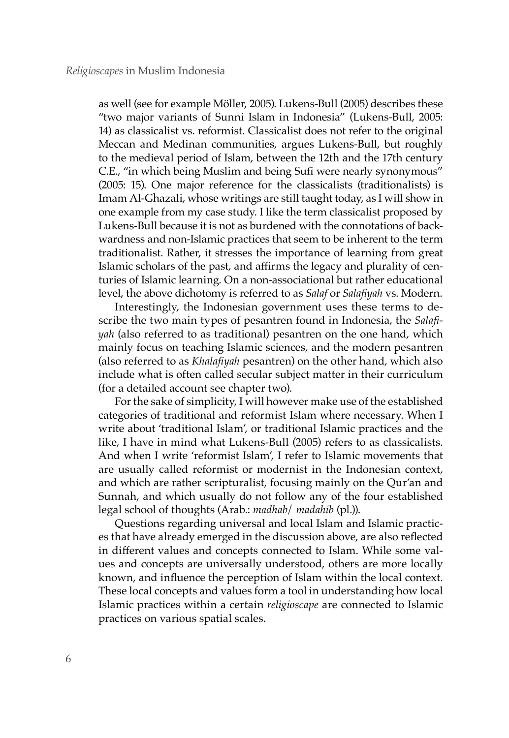as well (see for example Möller, 2005). Lukens-Bull (2005) describes these "two major variants of Sunni Islam in Indonesia" (Lukens-Bull, 2005: 14) as classicalist vs. reformist. Classicalist does not refer to the original Meccan and Medinan communities, argues Lukens-Bull, but roughly to the medieval period of Islam, between the 12th and the 17th century C.E., "in which being Muslim and being Sufi were nearly synonymous" (2005: 15). One major reference for the classicalists (traditionalists) is Imam Al-Ghazali, whose writings are still taught today, as I will show in one example from my case study. I like the term classicalist proposed by Lukens-Bull because it is not as burdened with the connotations of backwardness and non-Islamic practices that seem to be inherent to the term traditionalist. Rather, it stresses the importance of learning from great Islamic scholars of the past, and affirms the legacy and plurality of centuries of Islamic learning. On a non-associational but rather educational level, the above dichotomy is referred to as *Salaf* or *Salafiyah* vs. Modern.

Interestingly, the Indonesian government uses these terms to describe the two main types of pesantren found in Indonesia, the *Salafiyah* (also referred to as traditional) pesantren on the one hand, which mainly focus on teaching Islamic sciences, and the modern pesantren (also referred to as *Khalafiyah* pesantren) on the other hand, which also include what is often called secular subject matter in their curriculum (for a detailed account see chapter two).

For the sake of simplicity, I will however make use of the established categories of traditional and reformist Islam where necessary. When I write about 'traditional Islam', or traditional Islamic practices and the like, I have in mind what Lukens-Bull (2005) refers to as classicalists. And when I write 'reformist Islam', I refer to Islamic movements that are usually called reformist or modernist in the Indonesian context, and which are rather scripturalist, focusing mainly on the Qur'an and Sunnah, and which usually do not follow any of the four established legal school of thoughts (Arab.: *madhab*/ *madahib* (pl.)).

Questions regarding universal and local Islam and Islamic practices that have already emerged in the discussion above, are also reflected in different values and concepts connected to Islam. While some values and concepts are universally understood, others are more locally known, and influence the perception of Islam within the local context. These local concepts and values form a tool in understanding how local Islamic practices within a certain *religioscape* are connected to Islamic practices on various spatial scales.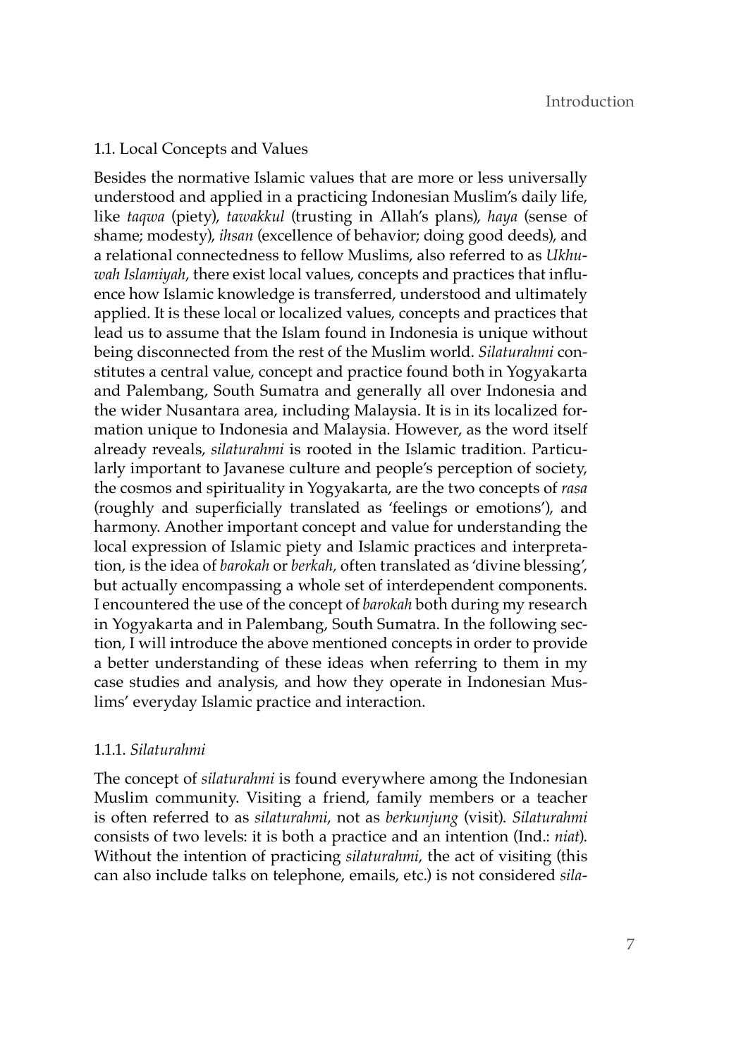## 1.1. Local Concepts and Values

Besides the normative Islamic values that are more or less universally understood and applied in a practicing Indonesian Muslim's daily life, like *taqwa* (piety), *tawakkul* (trusting in Allah's plans), *haya* (sense of shame; modesty), *ihsan* (excellence of behavior; doing good deeds), and a relational connectedness to fellow Muslims, also referred to as *Ukhuwah Islamiyah*, there exist local values, concepts and practices that influence how Islamic knowledge is transferred, understood and ultimately applied. It is these local or localized values, concepts and practices that lead us to assume that the Islam found in Indonesia is unique without being disconnected from the rest of the Muslim world. *Silaturahmi* constitutes a central value, concept and practice found both in Yogyakarta and Palembang, South Sumatra and generally all over Indonesia and the wider Nusantara area, including Malaysia. It is in its localized formation unique to Indonesia and Malaysia. However, as the word itself already reveals, *silaturahmi* is rooted in the Islamic tradition. Particularly important to Javanese culture and people's perception of society, the cosmos and spirituality in Yogyakarta, are the two concepts of *rasa* (roughly and superficially translated as 'feelings or emotions'), and harmony. Another important concept and value for understanding the local expression of Islamic piety and Islamic practices and interpretation, is the idea of *barokah* or *berkah*, often translated as 'divine blessing', but actually encompassing a whole set of interdependent components. I encountered the use of the concept of *barokah* both during my research in Yogyakarta and in Palembang, South Sumatra. In the following section, I will introduce the above mentioned concepts in order to provide a better understanding of these ideas when referring to them in my case studies and analysis, and how they operate in Indonesian Muslims' everyday Islamic practice and interaction.

### 1.1.1. *Silaturahmi*

The concept of *silaturahmi* is found everywhere among the Indonesian Muslim community. Visiting a friend, family members or a teacher is often referred to as *silaturahmi*, not as *berkunjung* (visit). *Silaturahmi* consists of two levels: it is both a practice and an intention (Ind.: *niat*). Without the intention of practicing *silaturahmi*, the act of visiting (this can also include talks on telephone, emails, etc.) is not considered *sila-*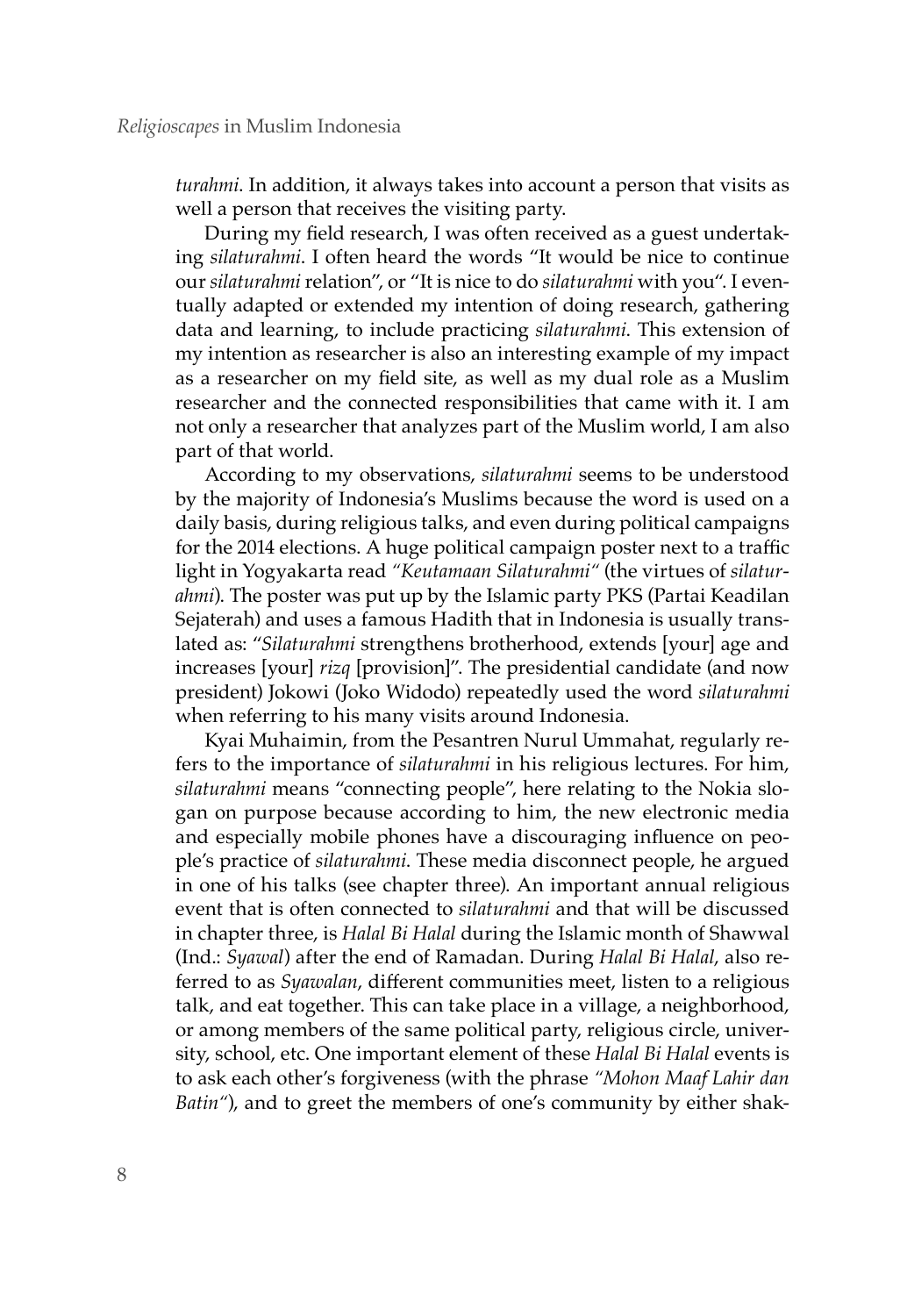*turahmi*. In addition, it always takes into account a person that visits as well a person that receives the visiting party.

During my field research, I was often received as a guest undertaking *silaturahmi*. I often heard the words "It would be nice to continue our *silaturahmi* relation", or "It is nice to do *silaturahmi* with you". I eventually adapted or extended my intention of doing research, gathering data and learning, to include practicing *silaturahmi*. This extension of my intention as researcher is also an interesting example of my impact as a researcher on my field site, as well as my dual role as a Muslim researcher and the connected responsibilities that came with it. I am not only a researcher that analyzes part of the Muslim world, I am also part of that world.

According to my observations, *silaturahmi* seems to be understood by the majority of Indonesia's Muslims because the word is used on a daily basis, during religious talks, and even during political campaigns for the 2014 elections. A huge political campaign poster next to a traffic light in Yogyakarta read *"Keutamaan Silaturahmi"* (the virtues of *silaturahmi*). The poster was put up by the Islamic party PKS (Partai Keadilan Sejaterah) and uses a famous Hadith that in Indonesia is usually translated as: "*Silaturahmi* strengthens brotherhood, extends [your] age and increases [your] *rizq* [provision]". The presidential candidate (and now president) Jokowi (Joko Widodo) repeatedly used the word *silaturahmi* when referring to his many visits around Indonesia.

Kyai Muhaimin, from the Pesantren Nurul Ummahat, regularly refers to the importance of *silaturahmi* in his religious lectures. For him, *silaturahmi* means "connecting people", here relating to the Nokia slogan on purpose because according to him, the new electronic media and especially mobile phones have a discouraging influence on people's practice of *silaturahmi*. These media disconnect people, he argued in one of his talks (see chapter three). An important annual religious event that is often connected to *silaturahmi* and that will be discussed in chapter three, is *Halal Bi Halal* during the Islamic month of Shawwal (Ind.: *Syawal*) after the end of Ramadan. During *Halal Bi Halal*, also referred to as *Syawalan*, different communities meet, listen to a religious talk, and eat together. This can take place in a village, a neighborhood, or among members of the same political party, religious circle, university, school, etc. One important element of these *Halal Bi Halal* events is to ask each other's forgiveness (with the phrase *"Mohon Maaf Lahir dan Batin"*), and to greet the members of one's community by either shak-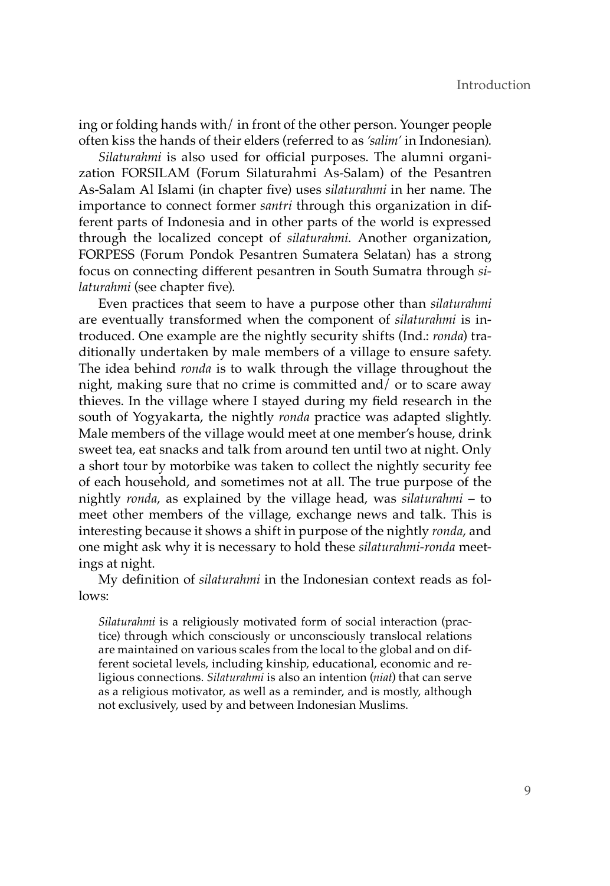ing or folding hands with/ in front of the other person. Younger people often kiss the hands of their elders (referred to as *'salim'* in Indonesian).

*Silaturahmi* is also used for official purposes. The alumni organization FORSILAM (Forum Silaturahmi As-Salam) of the Pesantren As-Salam Al Islami (in chapter five) uses *silaturahmi* in her name. The importance to connect former *santri* through this organization in different parts of Indonesia and in other parts of the world is expressed through the localized concept of *silaturahmi*. Another organization, FORPESS (Forum Pondok Pesantren Sumatera Selatan) has a strong focus on connecting different pesantren in South Sumatra through *silaturahmi* (see chapter five).

Even practices that seem to have a purpose other than *silaturahmi* are eventually transformed when the component of *silaturahmi* is introduced. One example are the nightly security shifts (Ind.: *ronda*) traditionally undertaken by male members of a village to ensure safety. The idea behind *ronda* is to walk through the village throughout the night, making sure that no crime is committed and/ or to scare away thieves. In the village where I stayed during my field research in the south of Yogyakarta, the nightly *ronda* practice was adapted slightly. Male members of the village would meet at one member's house, drink sweet tea, eat snacks and talk from around ten until two at night. Only a short tour by motorbike was taken to collect the nightly security fee of each household, and sometimes not at all. The true purpose of the nightly *ronda*, as explained by the village head, was *silaturahmi* – to meet other members of the village, exchange news and talk. This is interesting because it shows a shift in purpose of the nightly *ronda*, and one might ask why it is necessary to hold these *silaturahmi*-*ronda* meetings at night.

My definition of *silaturahmi* in the Indonesian context reads as follows:

> *Silaturahmi* is a religiously motivated form of social interaction (practice) through which consciously or unconsciously translocal relations are maintained on various scales from the local to the global and on different societal levels, including kinship, educational, economic and religious connections. *Silaturahmi* is also an intention (*niat*) that can serve as a religious motivator, as well as a reminder, and is mostly, although not exclusively, used by and between Indonesian Muslims.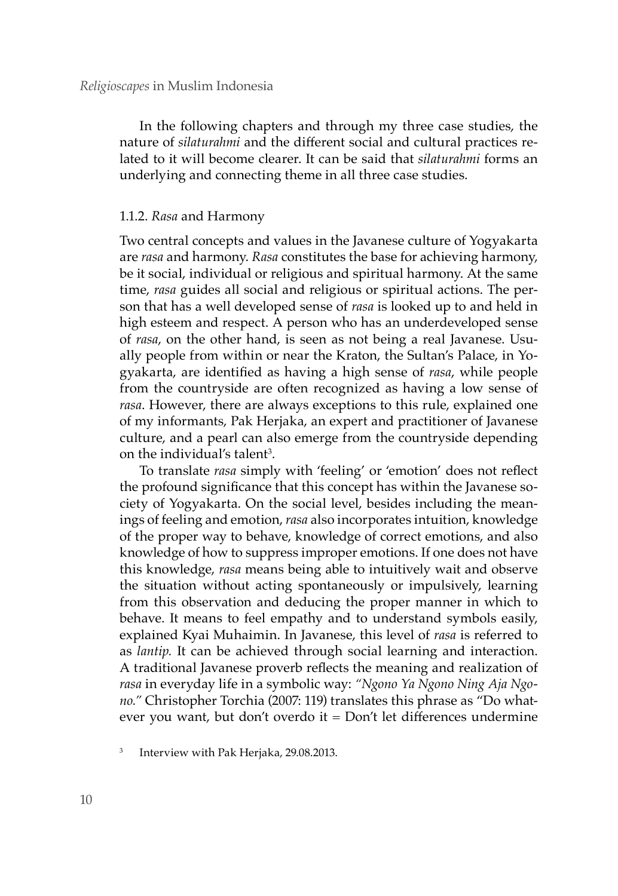In the following chapters and through my three case studies, the nature of *silaturahmi* and the different social and cultural practices related to it will become clearer. It can be said that *silaturahmi* forms an underlying and connecting theme in all three case studies.

### 1.1.2. *Rasa* and Harmony

Two central concepts and values in the Javanese culture of Yogyakarta are *rasa* and harmony. *Rasa* constitutes the base for achieving harmony, be it social, individual or religious and spiritual harmony. At the same time, *rasa* guides all social and religious or spiritual actions. The person that has a well developed sense of *rasa* is looked up to and held in high esteem and respect. A person who has an underdeveloped sense of *rasa*, on the other hand, is seen as not being a real Javanese. Usually people from within or near the Kraton, the Sultan's Palace, in Yogyakarta, are identified as having a high sense of *rasa*, while people from the countryside are often recognized as having a low sense of *rasa*. However, there are always exceptions to this rule, explained one of my informants, Pak Herjaka, an expert and practitioner of Javanese culture, and a pearl can also emerge from the countryside depending on the individual's talent[3].

To translate *rasa* simply with 'feeling' or 'emotion' does not reflect the profound significance that this concept has within the Javanese society of Yogyakarta. On the social level, besides including the meanings of feeling and emotion, *rasa* also incorporates intuition, knowledge of the proper way to behave, knowledge of correct emotions, and also knowledge of how to suppress improper emotions. If one does not have this knowledge, *rasa* means being able to intuitively wait and observe the situation without acting spontaneously or impulsively, learning from this observation and deducing the proper manner in which to behave. It means to feel empathy and to understand symbols easily, explained Kyai Muhaimin. In Javanese, this level of *rasa* is referred to as *lantip.* It can be achieved through social learning and interaction. A traditional Javanese proverb reflects the meaning and realization of *rasa* in everyday life in a symbolic way: *"Ngono Ya Ngono Ning Aja Ngono."* Christopher Torchia (2007: 119) translates this phrase as "Do whatever you want, but don't overdo it = Don't let differences undermine

[3] Interview with Pak Herjaka, 29.08.2013.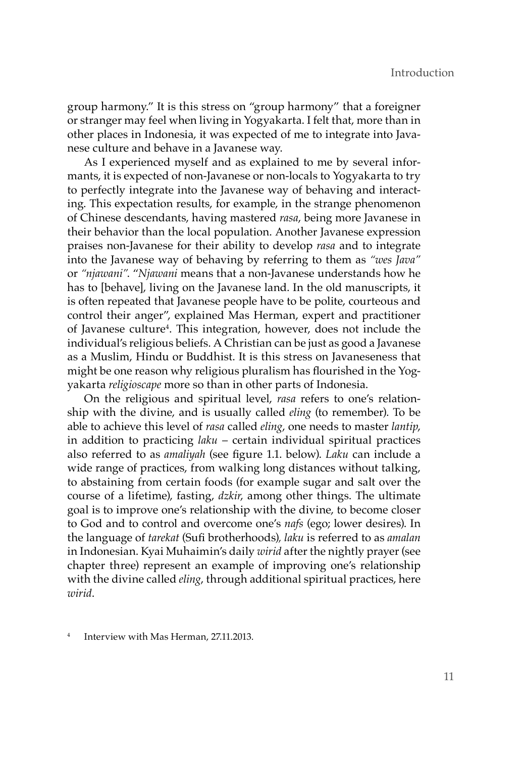group harmony." It is this stress on "group harmony" that a foreigner or stranger may feel when living in Yogyakarta. I felt that, more than in other places in Indonesia, it was expected of me to integrate into Javanese culture and behave in a Javanese way.

As I experienced myself and as explained to me by several informants, it is expected of non-Javanese or non-locals to Yogyakarta to try to perfectly integrate into the Javanese way of behaving and interacting. This expectation results, for example, in the strange phenomenon of Chinese descendants, having mastered *rasa*, being more Javanese in their behavior than the local population. Another Javanese expression praises non-Javanese for their ability to develop *rasa* and to integrate into the Javanese way of behaving by referring to them as *"wes Java"* or *"njawani"*. "*Njawani* means that a non-Javanese understands how he has to [behave], living on the Javanese land. In the old manuscripts, it is often repeated that Javanese people have to be polite, courteous and control their anger", explained Mas Herman, expert and practitioner of Javanese culture[4]. This integration, however, does not include the individual's religious beliefs. A Christian can be just as good a Javanese as a Muslim, Hindu or Buddhist. It is this stress on Javaneseness that might be one reason why religious pluralism has flourished in the Yogyakarta *religioscape* more so than in other parts of Indonesia.

On the religious and spiritual level, *rasa* refers to one's relationship with the divine, and is usually called *eling* (to remember). To be able to achieve this level of *rasa* called *eling*, one needs to master *lantip*, in addition to practicing *laku* – certain individual spiritual practices also referred to as *amaliyah* (see figure 1.1. below). *Laku* can include a wide range of practices, from walking long distances without talking, to abstaining from certain foods (for example sugar and salt over the course of a lifetime), fasting, *dzkir*, among other things. The ultimate goal is to improve one's relationship with the divine, to become closer to God and to control and overcome one's *nafs* (ego; lower desires). In the language of *tarekat* (Sufi brotherhoods), *laku* is referred to as *amalan* in Indonesian. Kyai Muhaimin's daily *wirid* after the nightly prayer (see chapter three) represent an example of improving one's relationship with the divine called *eling*, through additional spiritual practices, here *wirid*.

[4] Interview with Mas Herman, 27.11.2013.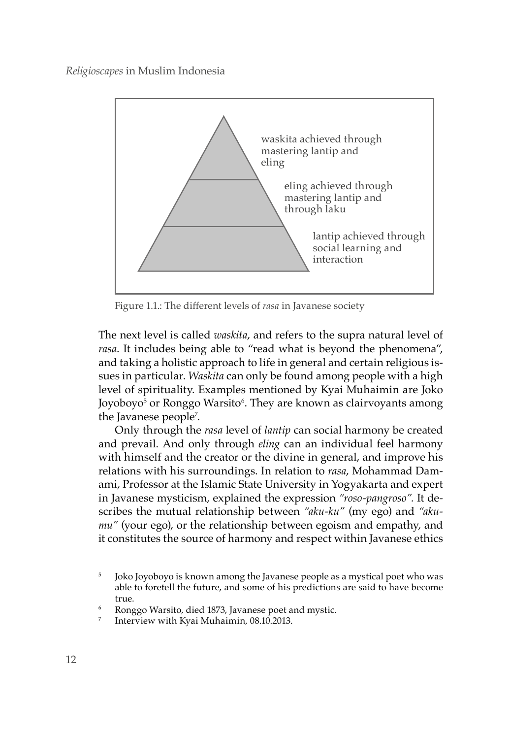waskita achieved through mastering lantip and eling

eling achieved through mastering lantip and through laku

lantip achieved through social learning and interaction

Figure 1.1.: The different levels of *rasa* in Javanese society

The next level is called *waskita*, and refers to the supra natural level of *rasa*. It includes being able to "read what is beyond the phenomena", and taking a holistic approach to life in general and certain religious issues in particular. *Waskita* can only be found among people with a high level of spirituality. Examples mentioned by Kyai Muhaimin are Joko Joyoboyo[5] or Ronggo Warsito[6]. They are known as clairvoyants among the Javanese people[7].

Only through the *rasa* level of *lantip* can social harmony be created and prevail. And only through *eling* can an individual feel harmony with himself and the creator or the divine in general, and improve his relations with his surroundings. In relation to *rasa*, Mohammad Damami, Professor at the Islamic State University in Yogyakarta and expert in Javanese mysticism, explained the expression *"roso-pangroso".* It describes the mutual relationship between *"aku-ku"* (my ego) and *"aku-mu"* (your ego), or the relationship between egoism and empathy, and it constitutes the source of harmony and respect within Javanese ethics

[5] Joko Joyoboyo is known among the Javanese people as a mystical poet who was able to foretell the future, and some of his predictions are said to have become true.

[6] Ronggo Warsito, died 1873, Javanese poet and mystic.

[7] Interview with Kyai Muhaimin, 08.10.2013.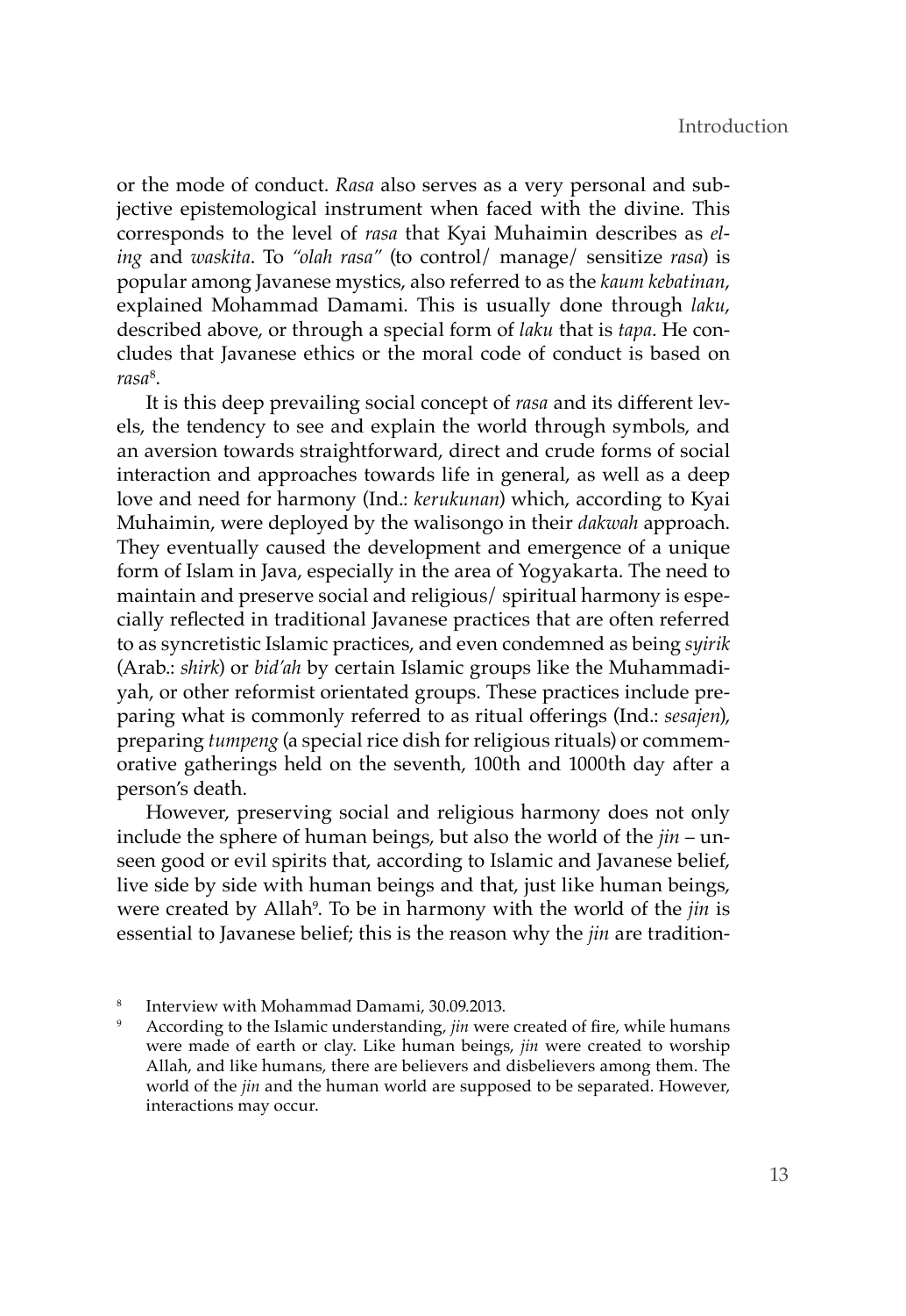or the mode of conduct. *Rasa* also serves as a very personal and subjective epistemological instrument when faced with the divine. This corresponds to the level of *rasa* that Kyai Muhaimin describes as *eling* and *waskita*. To *"olah rasa"* (to control/ manage/ sensitize *rasa*) is popular among Javanese mystics, also referred to as the *kaum kebatinan*, explained Mohammad Damami. This is usually done through *laku*, described above, or through a special form of *laku* that is *tapa*. He concludes that Javanese ethics or the moral code of conduct is based on *rasa*[8].

It is this deep prevailing social concept of *rasa* and its different levels, the tendency to see and explain the world through symbols, and an aversion towards straightforward, direct and crude forms of social interaction and approaches towards life in general, as well as a deep love and need for harmony (Ind.: *kerukunan*) which, according to Kyai Muhaimin, were deployed by the walisongo in their *dakwah* approach. They eventually caused the development and emergence of a unique form of Islam in Java, especially in the area of Yogyakarta. The need to maintain and preserve social and religious/ spiritual harmony is especially reflected in traditional Javanese practices that are often referred to as syncretistic Islamic practices, and even condemned as being *syirik* (Arab.: *shirk*) or *bid'ah* by certain Islamic groups like the Muhammadiyah, or other reformist orientated groups. These practices include preparing what is commonly referred to as ritual offerings (Ind.: *sesajen*), preparing *tumpeng* (a special rice dish for religious rituals) or commemorative gatherings held on the seventh, 100th and 1000th day after a person's death.

However, preserving social and religious harmony does not only include the sphere of human beings, but also the world of the *jin* – unseen good or evil spirits that, according to Islamic and Javanese belief, live side by side with human beings and that, just like human beings, were created by Allah[9]. To be in harmony with the world of the *jin* is essential to Javanese belief; this is the reason why the *jin* are tradition-

---

[8] Interview with Mohammad Damami, 30.09.2013.

[9] According to the Islamic understanding, *jin* were created of fire, while humans were made of earth or clay. Like human beings, *jin* were created to worship Allah, and like humans, there are believers and disbelievers among them. The world of the *jin* and the human world are supposed to be separated. However, interactions may occur.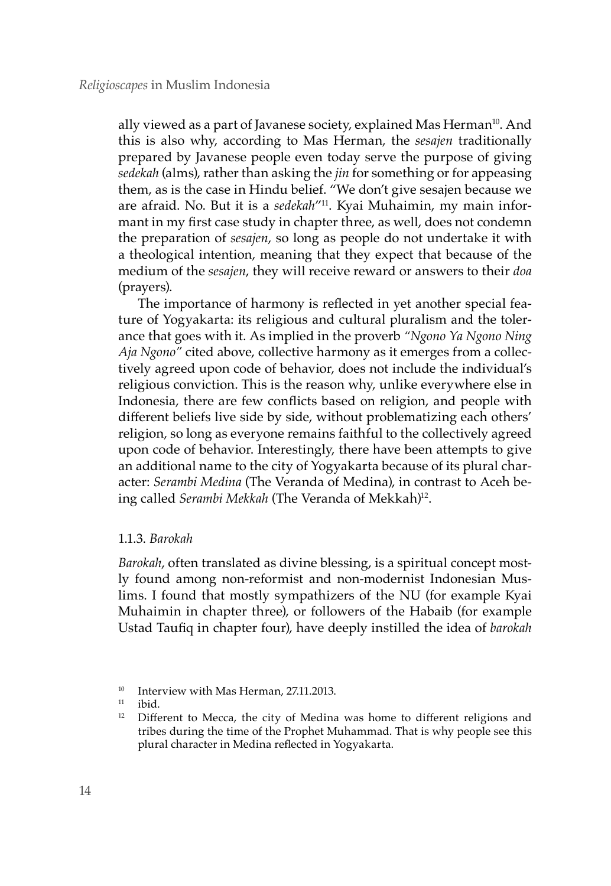ally viewed as a part of Javanese society, explained Mas Herman[10]. And this is also why, according to Mas Herman, the *sesajen* traditionally prepared by Javanese people even today serve the purpose of giving *sedekah* (alms), rather than asking the *jin* for something or for appeasing them, as is the case in Hindu belief. "We don't give sesajen because we are afraid. No. But it is a *sedekah*"[11]. Kyai Muhaimin, my main informant in my first case study in chapter three, as well, does not condemn the preparation of *sesajen*, so long as people do not undertake it with a theological intention, meaning that they expect that because of the medium of the *sesajen*, they will receive reward or answers to their *doa* (prayers).

The importance of harmony is reflected in yet another special feature of Yogyakarta: its religious and cultural pluralism and the tolerance that goes with it. As implied in the proverb *"Ngono Ya Ngono Ning Aja Ngono"* cited above, collective harmony as it emerges from a collectively agreed upon code of behavior, does not include the individual's religious conviction. This is the reason why, unlike everywhere else in Indonesia, there are few conflicts based on religion, and people with different beliefs live side by side, without problematizing each others' religion, so long as everyone remains faithful to the collectively agreed upon code of behavior. Interestingly, there have been attempts to give an additional name to the city of Yogyakarta because of its plural character: *Serambi Medina* (The Veranda of Medina), in contrast to Aceh being called *Serambi Mekkah* (The Veranda of Mekkah)[12].

### 1.1.3. *Barokah*

*Barokah*, often translated as divine blessing, is a spiritual concept mostly found among non-reformist and non-modernist Indonesian Muslims. I found that mostly sympathizers of the NU (for example Kyai Muhaimin in chapter three), or followers of the Habaib (for example Ustad Taufiq in chapter four), have deeply instilled the idea of *barokah*

---

[10] Interview with Mas Herman, 27.11.2013.

[11] ibid.

[12] Different to Mecca, the city of Medina was home to different religions and tribes during the time of the Prophet Muhammad. That is why people see this plural character in Medina reflected in Yogyakarta.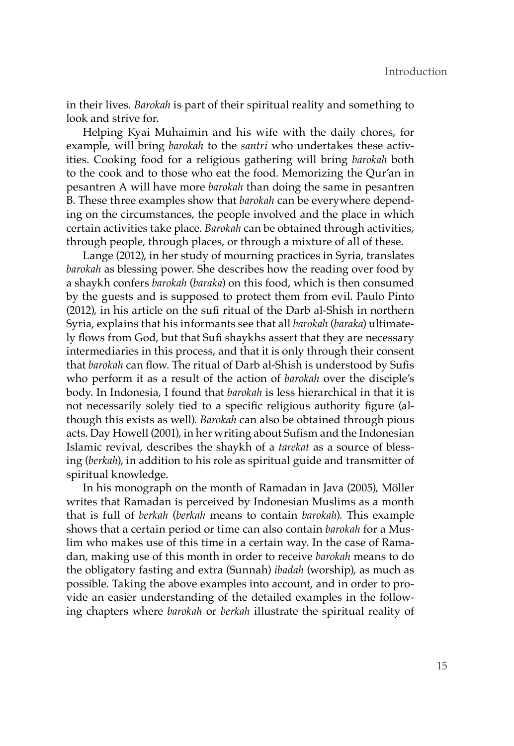in their lives. *Barokah* is part of their spiritual reality and something to look and strive for.

Helping Kyai Muhaimin and his wife with the daily chores, for example, will bring *barokah* to the *santri* who undertakes these activities. Cooking food for a religious gathering will bring *barokah* both to the cook and to those who eat the food. Memorizing the Qur'an in pesantren A will have more *barokah* than doing the same in pesantren B. These three examples show that *barokah* can be everywhere depending on the circumstances, the people involved and the place in which certain activities take place. *Barokah* can be obtained through activities, through people, through places, or through a mixture of all of these.

Lange (2012), in her study of mourning practices in Syria, translates *barokah* as blessing power. She describes how the reading over food by a shaykh confers *barokah* (*baraka*) on this food, which is then consumed by the guests and is supposed to protect them from evil. Paulo Pinto (2012), in his article on the sufi ritual of the Darb al-Shish in northern Syria, explains that his informants see that all *barokah* (*baraka*) ultimately flows from God, but that Sufi shaykhs assert that they are necessary intermediaries in this process, and that it is only through their consent that *barokah* can flow. The ritual of Darb al-Shish is understood by Sufis who perform it as a result of the action of *barokah* over the disciple's body. In Indonesia, I found that *barokah* is less hierarchical in that it is not necessarily solely tied to a specific religious authority figure (although this exists as well). *Barokah* can also be obtained through pious acts. Day Howell (2001), in her writing about Sufism and the Indonesian Islamic revival, describes the shaykh of a *tarekat* as a source of blessing (*berkah*), in addition to his role as spiritual guide and transmitter of spiritual knowledge.

In his monograph on the month of Ramadan in Java (2005), Möller writes that Ramadan is perceived by Indonesian Muslims as a month that is full of *berkah* (*berkah* means to contain *barokah*). This example shows that a certain period or time can also contain *barokah* for a Muslim who makes use of this time in a certain way. In the case of Ramadan, making use of this month in order to receive *barokah* means to do the obligatory fasting and extra (Sunnah) *ibadah* (worship), as much as possible. Taking the above examples into account, and in order to provide an easier understanding of the detailed examples in the following chapters where *barokah* or *berkah* illustrate the spiritual reality of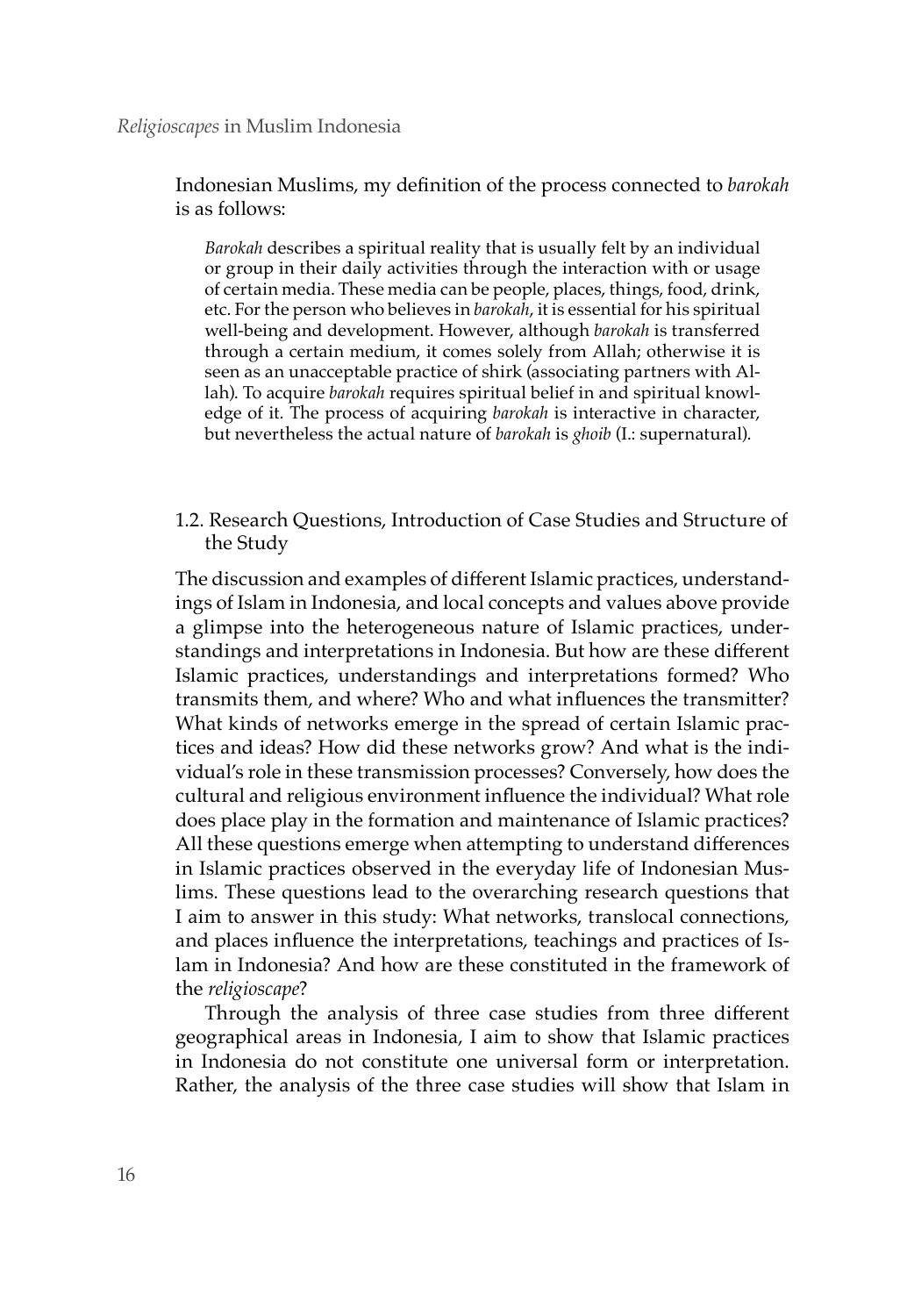Indonesian Muslims, my definition of the process connected to *barokah* is as follows:

> *Barokah* describes a spiritual reality that is usually felt by an individual or group in their daily activities through the interaction with or usage of certain media. These media can be people, places, things, food, drink, etc. For the person who believes in *barokah*, it is essential for his spiritual well-being and development. However, although *barokah* is transferred through a certain medium, it comes solely from Allah; otherwise it is seen as an unacceptable practice of shirk (associating partners with Allah). To acquire *barokah* requires spiritual belief in and spiritual knowledge of it. The process of acquiring *barokah* is interactive in character, but nevertheless the actual nature of *barokah* is *ghoib* (I.: supernatural).

## 1.2. Research Questions, Introduction of Case Studies and Structure of the Study

The discussion and examples of different Islamic practices, understandings of Islam in Indonesia, and local concepts and values above provide a glimpse into the heterogeneous nature of Islamic practices, understandings and interpretations in Indonesia. But how are these different Islamic practices, understandings and interpretations formed? Who transmits them, and where? Who and what influences the transmitter? What kinds of networks emerge in the spread of certain Islamic practices and ideas? How did these networks grow? And what is the individual's role in these transmission processes? Conversely, how does the cultural and religious environment influence the individual? What role does place play in the formation and maintenance of Islamic practices? All these questions emerge when attempting to understand differences in Islamic practices observed in the everyday life of Indonesian Muslims. These questions lead to the overarching research questions that I aim to answer in this study: What networks, translocal connections, and places influence the interpretations, teachings and practices of Islam in Indonesia? And how are these constituted in the framework of the *religioscape*?

Through the analysis of three case studies from three different geographical areas in Indonesia, I aim to show that Islamic practices in Indonesia do not constitute one universal form or interpretation. Rather, the analysis of the three case studies will show that Islam in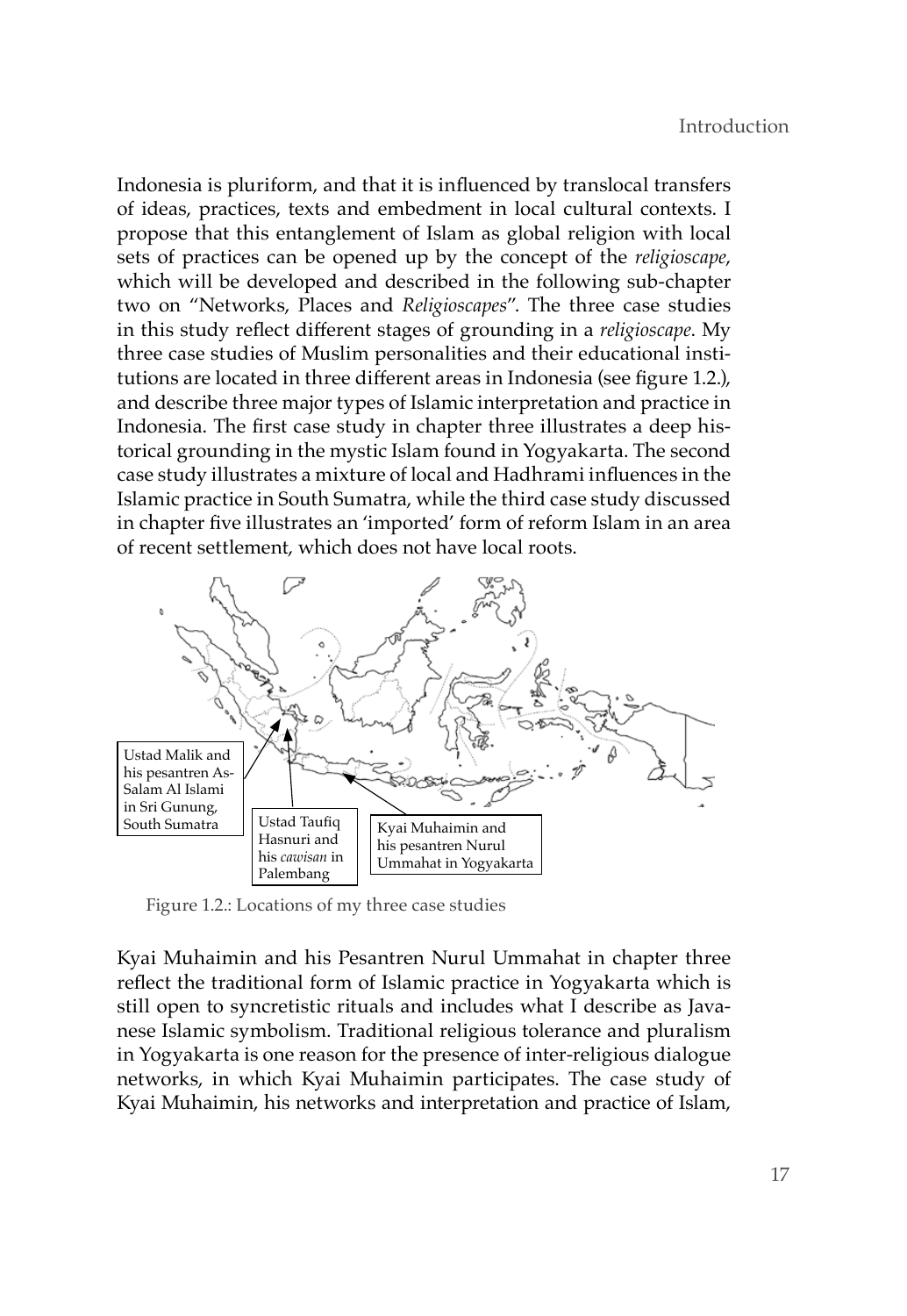Indonesia is pluriform, and that it is influenced by translocal transfers of ideas, practices, texts and embedment in local cultural contexts. I propose that this entanglement of Islam as global religion with local sets of practices can be opened up by the concept of the *religioscape*, which will be developed and described in the following sub-chapter two on "Networks, Places and *Religioscapes*". The three case studies in this study reflect different stages of grounding in a *religioscape*. My three case studies of Muslim personalities and their educational institutions are located in three different areas in Indonesia (see figure 1.2.), and describe three major types of Islamic interpretation and practice in Indonesia. The first case study in chapter three illustrates a deep historical grounding in the mystic Islam found in Yogyakarta. The second case study illustrates a mixture of local and Hadhrami influences in the Islamic practice in South Sumatra, while the third case study discussed in chapter five illustrates an 'imported' form of reform Islam in an area of recent settlement, which does not have local roots.

Ustad Malik and his pesantren As-Salam Al Islami in Sri Gunung, South Sumatra

Ustad Taufiq Hasnuri and his *cawisan* in Palembang

Kyai Muhaimin and his pesantren Nurul Ummahat in Yogyakarta

Figure 1.2.: Locations of my three case studies

Kyai Muhaimin and his Pesantren Nurul Ummahat in chapter three reflect the traditional form of Islamic practice in Yogyakarta which is still open to syncretistic rituals and includes what I describe as Javanese Islamic symbolism. Traditional religious tolerance and pluralism in Yogyakarta is one reason for the presence of inter-religious dialogue networks, in which Kyai Muhaimin participates. The case study of Kyai Muhaimin, his networks and interpretation and practice of Islam,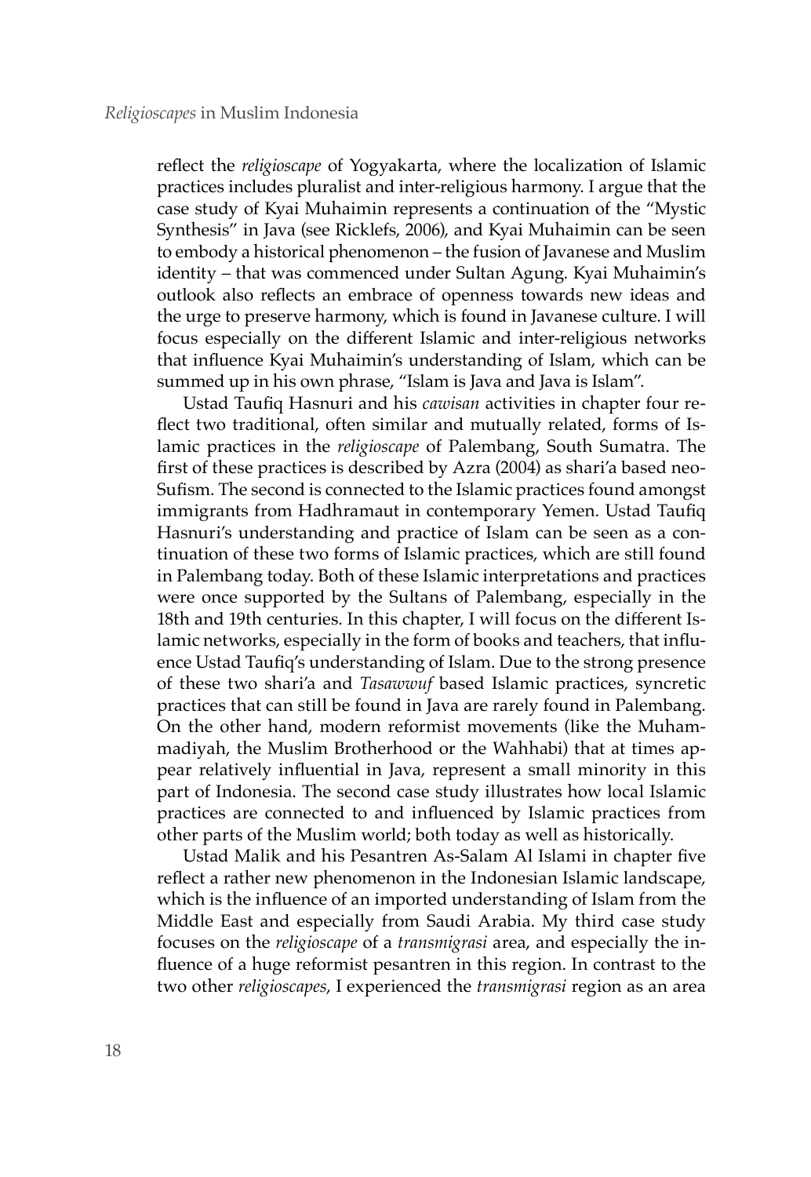reflect the *religioscape* of Yogyakarta, where the localization of Islamic practices includes pluralist and inter-religious harmony. I argue that the case study of Kyai Muhaimin represents a continuation of the "Mystic Synthesis" in Java (see Ricklefs, 2006), and Kyai Muhaimin can be seen to embody a historical phenomenon – the fusion of Javanese and Muslim identity – that was commenced under Sultan Agung. Kyai Muhaimin's outlook also reflects an embrace of openness towards new ideas and the urge to preserve harmony, which is found in Javanese culture. I will focus especially on the different Islamic and inter-religious networks that influence Kyai Muhaimin's understanding of Islam, which can be summed up in his own phrase, "Islam is Java and Java is Islam".

Ustad Taufiq Hasnuri and his *cawisan* activities in chapter four reflect two traditional, often similar and mutually related, forms of Islamic practices in the *religioscape* of Palembang, South Sumatra. The first of these practices is described by Azra (2004) as shari'a based neo-Sufism. The second is connected to the Islamic practices found amongst immigrants from Hadhramaut in contemporary Yemen. Ustad Taufiq Hasnuri's understanding and practice of Islam can be seen as a continuation of these two forms of Islamic practices, which are still found in Palembang today. Both of these Islamic interpretations and practices were once supported by the Sultans of Palembang, especially in the 18th and 19th centuries. In this chapter, I will focus on the different Islamic networks, especially in the form of books and teachers, that influence Ustad Taufiq's understanding of Islam. Due to the strong presence of these two shari'a and *Tasawwuf* based Islamic practices, syncretic practices that can still be found in Java are rarely found in Palembang. On the other hand, modern reformist movements (like the Muhammadiyah, the Muslim Brotherhood or the Wahhabi) that at times appear relatively influential in Java, represent a small minority in this part of Indonesia. The second case study illustrates how local Islamic practices are connected to and influenced by Islamic practices from other parts of the Muslim world; both today as well as historically.

Ustad Malik and his Pesantren As-Salam Al Islami in chapter five reflect a rather new phenomenon in the Indonesian Islamic landscape, which is the influence of an imported understanding of Islam from the Middle East and especially from Saudi Arabia. My third case study focuses on the *religioscape* of a *transmigrasi* area, and especially the influence of a huge reformist pesantren in this region. In contrast to the two other *religioscapes*, I experienced the *transmigrasi* region as an area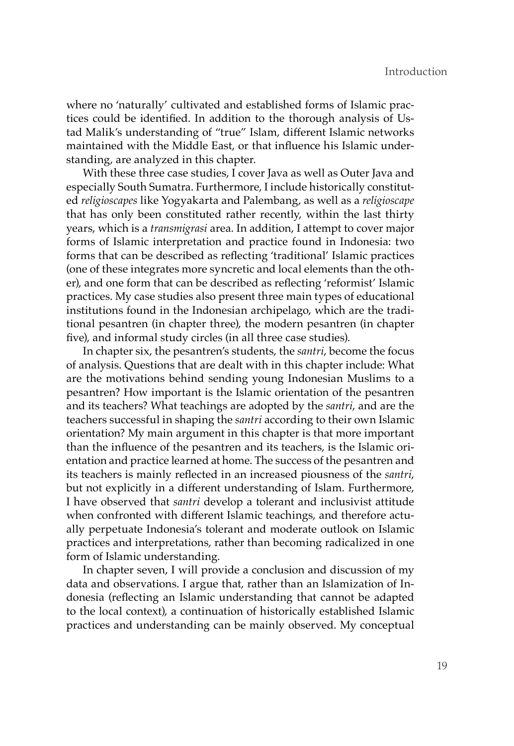where no 'naturally' cultivated and established forms of Islamic practices could be identified. In addition to the thorough analysis of Ustad Malik's understanding of "true" Islam, different Islamic networks maintained with the Middle East, or that influence his Islamic understanding, are analyzed in this chapter.

With these three case studies, I cover Java as well as Outer Java and especially South Sumatra. Furthermore, I include historically constituted *religioscapes* like Yogyakarta and Palembang, as well as a *religioscape* that has only been constituted rather recently, within the last thirty years, which is a *transmigrasi* area. In addition, I attempt to cover major forms of Islamic interpretation and practice found in Indonesia: two forms that can be described as reflecting 'traditional' Islamic practices (one of these integrates more syncretic and local elements than the other), and one form that can be described as reflecting 'reformist' Islamic practices. My case studies also present three main types of educational institutions found in the Indonesian archipelago, which are the traditional pesantren (in chapter three), the modern pesantren (in chapter five), and informal study circles (in all three case studies).

In chapter six, the pesantren's students, the *santri*, become the focus of analysis. Questions that are dealt with in this chapter include: What are the motivations behind sending young Indonesian Muslims to a pesantren? How important is the Islamic orientation of the pesantren and its teachers? What teachings are adopted by the *santri*, and are the teachers successful in shaping the *santri* according to their own Islamic orientation? My main argument in this chapter is that more important than the influence of the pesantren and its teachers, is the Islamic orientation and practice learned at home. The success of the pesantren and its teachers is mainly reflected in an increased piousness of the *santri*, but not explicitly in a different understanding of Islam. Furthermore, I have observed that *santri* develop a tolerant and inclusivist attitude when confronted with different Islamic teachings, and therefore actually perpetuate Indonesia's tolerant and moderate outlook on Islamic practices and interpretations, rather than becoming radicalized in one form of Islamic understanding.

In chapter seven, I will provide a conclusion and discussion of my data and observations. I argue that, rather than an Islamization of Indonesia (reflecting an Islamic understanding that cannot be adapted to the local context), a continuation of historically established Islamic practices and understanding can be mainly observed. My conceptual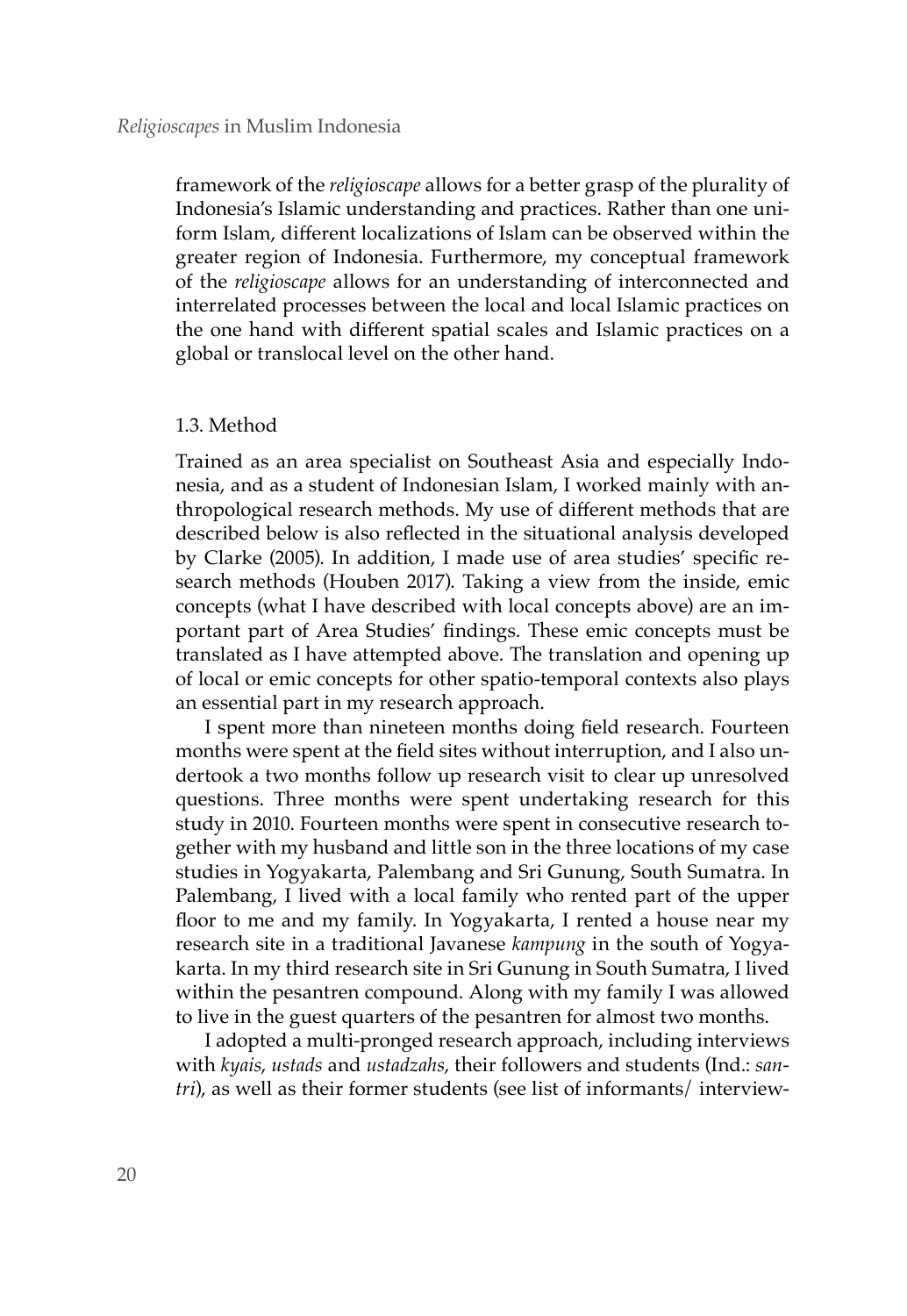framework of the *religioscape* allows for a better grasp of the plurality of Indonesia's Islamic understanding and practices. Rather than one uniform Islam, different localizations of Islam can be observed within the greater region of Indonesia. Furthermore, my conceptual framework of the *religioscape* allows for an understanding of interconnected and interrelated processes between the local and local Islamic practices on the one hand with different spatial scales and Islamic practices on a global or translocal level on the other hand.

### 1.3. Method

Trained as an area specialist on Southeast Asia and especially Indonesia, and as a student of Indonesian Islam, I worked mainly with anthropological research methods. My use of different methods that are described below is also reflected in the situational analysis developed by Clarke (2005). In addition, I made use of area studies' specific research methods (Houben 2017). Taking a view from the inside, emic concepts (what I have described with local concepts above) are an important part of Area Studies' findings. These emic concepts must be translated as I have attempted above. The translation and opening up of local or emic concepts for other spatio-temporal contexts also plays an essential part in my research approach.

I spent more than nineteen months doing field research. Fourteen months were spent at the field sites without interruption, and I also undertook a two months follow up research visit to clear up unresolved questions. Three months were spent undertaking research for this study in 2010. Fourteen months were spent in consecutive research together with my husband and little son in the three locations of my case studies in Yogyakarta, Palembang and Sri Gunung, South Sumatra. In Palembang, I lived with a local family who rented part of the upper floor to me and my family. In Yogyakarta, I rented a house near my research site in a traditional Javanese *kampung* in the south of Yogyakarta. In my third research site in Sri Gunung in South Sumatra, I lived within the pesantren compound. Along with my family I was allowed to live in the guest quarters of the pesantren for almost two months.

I adopted a multi-pronged research approach, including interviews with *kyais*, *ustads* and *ustadzahs*, their followers and students (Ind.: *santri*), as well as their former students (see list of informants/ interview-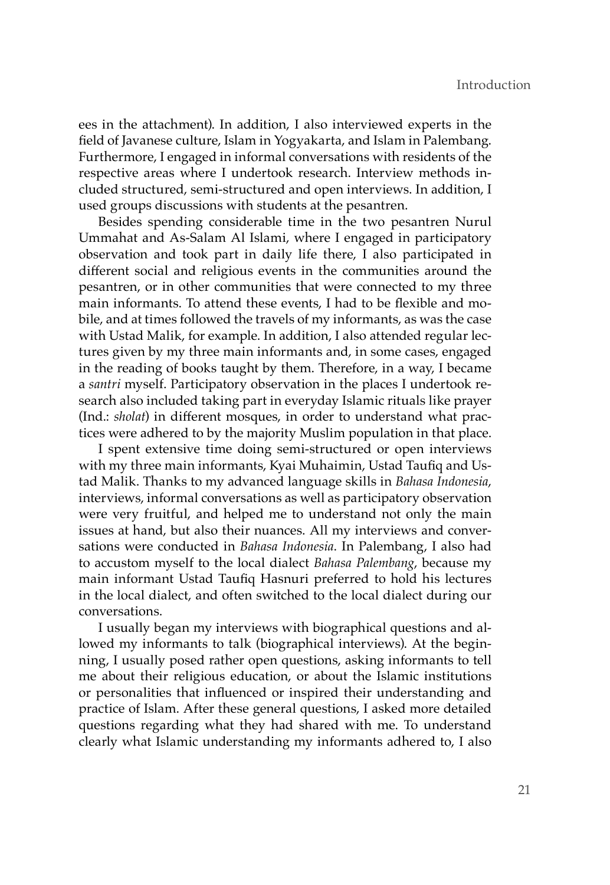ees in the attachment). In addition, I also interviewed experts in the field of Javanese culture, Islam in Yogyakarta, and Islam in Palembang. Furthermore, I engaged in informal conversations with residents of the respective areas where I undertook research. Interview methods included structured, semi-structured and open interviews. In addition, I used groups discussions with students at the pesantren.

Besides spending considerable time in the two pesantren Nurul Ummahat and As-Salam Al Islami, where I engaged in participatory observation and took part in daily life there, I also participated in different social and religious events in the communities around the pesantren, or in other communities that were connected to my three main informants. To attend these events, I had to be flexible and mobile, and at times followed the travels of my informants, as was the case with Ustad Malik, for example. In addition, I also attended regular lectures given by my three main informants and, in some cases, engaged in the reading of books taught by them. Therefore, in a way, I became a *santri* myself. Participatory observation in the places I undertook research also included taking part in everyday Islamic rituals like prayer (Ind.: *sholat*) in different mosques, in order to understand what practices were adhered to by the majority Muslim population in that place.

I spent extensive time doing semi-structured or open interviews with my three main informants, Kyai Muhaimin, Ustad Taufiq and Ustad Malik. Thanks to my advanced language skills in *Bahasa Indonesia*, interviews, informal conversations as well as participatory observation were very fruitful, and helped me to understand not only the main issues at hand, but also their nuances. All my interviews and conversations were conducted in *Bahasa Indonesia*. In Palembang, I also had to accustom myself to the local dialect *Bahasa Palembang*, because my main informant Ustad Taufiq Hasnuri preferred to hold his lectures in the local dialect, and often switched to the local dialect during our conversations.

I usually began my interviews with biographical questions and allowed my informants to talk (biographical interviews). At the beginning, I usually posed rather open questions, asking informants to tell me about their religious education, or about the Islamic institutions or personalities that influenced or inspired their understanding and practice of Islam. After these general questions, I asked more detailed questions regarding what they had shared with me. To understand clearly what Islamic understanding my informants adhered to, I also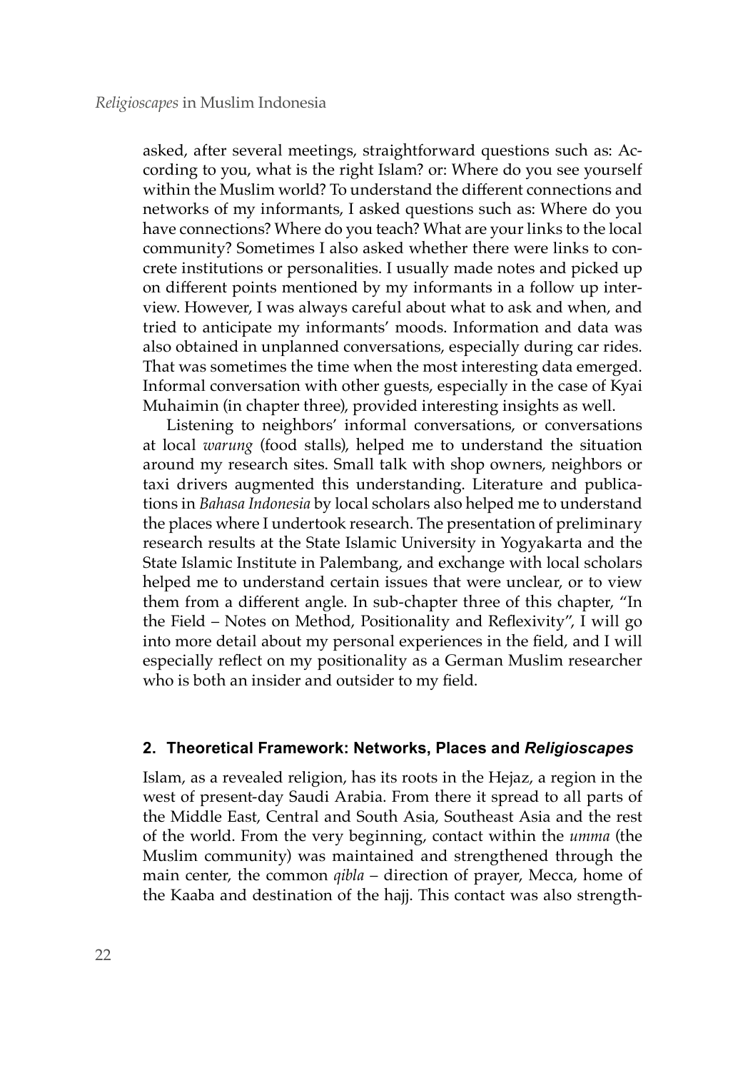asked, after several meetings, straightforward questions such as: According to you, what is the right Islam? or: Where do you see yourself within the Muslim world? To understand the different connections and networks of my informants, I asked questions such as: Where do you have connections? Where do you teach? What are your links to the local community? Sometimes I also asked whether there were links to concrete institutions or personalities. I usually made notes and picked up on different points mentioned by my informants in a follow up interview. However, I was always careful about what to ask and when, and tried to anticipate my informants' moods. Information and data was also obtained in unplanned conversations, especially during car rides. That was sometimes the time when the most interesting data emerged. Informal conversation with other guests, especially in the case of Kyai Muhaimin (in chapter three), provided interesting insights as well.

Listening to neighbors' informal conversations, or conversations at local *warung* (food stalls), helped me to understand the situation around my research sites. Small talk with shop owners, neighbors or taxi drivers augmented this understanding. Literature and publications in *Bahasa Indonesia* by local scholars also helped me to understand the places where I undertook research. The presentation of preliminary research results at the State Islamic University in Yogyakarta and the State Islamic Institute in Palembang, and exchange with local scholars helped me to understand certain issues that were unclear, or to view them from a different angle. In sub-chapter three of this chapter, "In the Field – Notes on Method, Positionality and Reflexivity", I will go into more detail about my personal experiences in the field, and I will especially reflect on my positionality as a German Muslim researcher who is both an insider and outsider to my field.

## 2. Theoretical Framework: Networks, Places and *Religioscapes*

Islam, as a revealed religion, has its roots in the Hejaz, a region in the west of present-day Saudi Arabia. From there it spread to all parts of the Middle East, Central and South Asia, Southeast Asia and the rest of the world. From the very beginning, contact within the *umma* (the Muslim community) was maintained and strengthened through the main center, the common *qibla* – direction of prayer, Mecca, home of the Kaaba and destination of the hajj. This contact was also strength-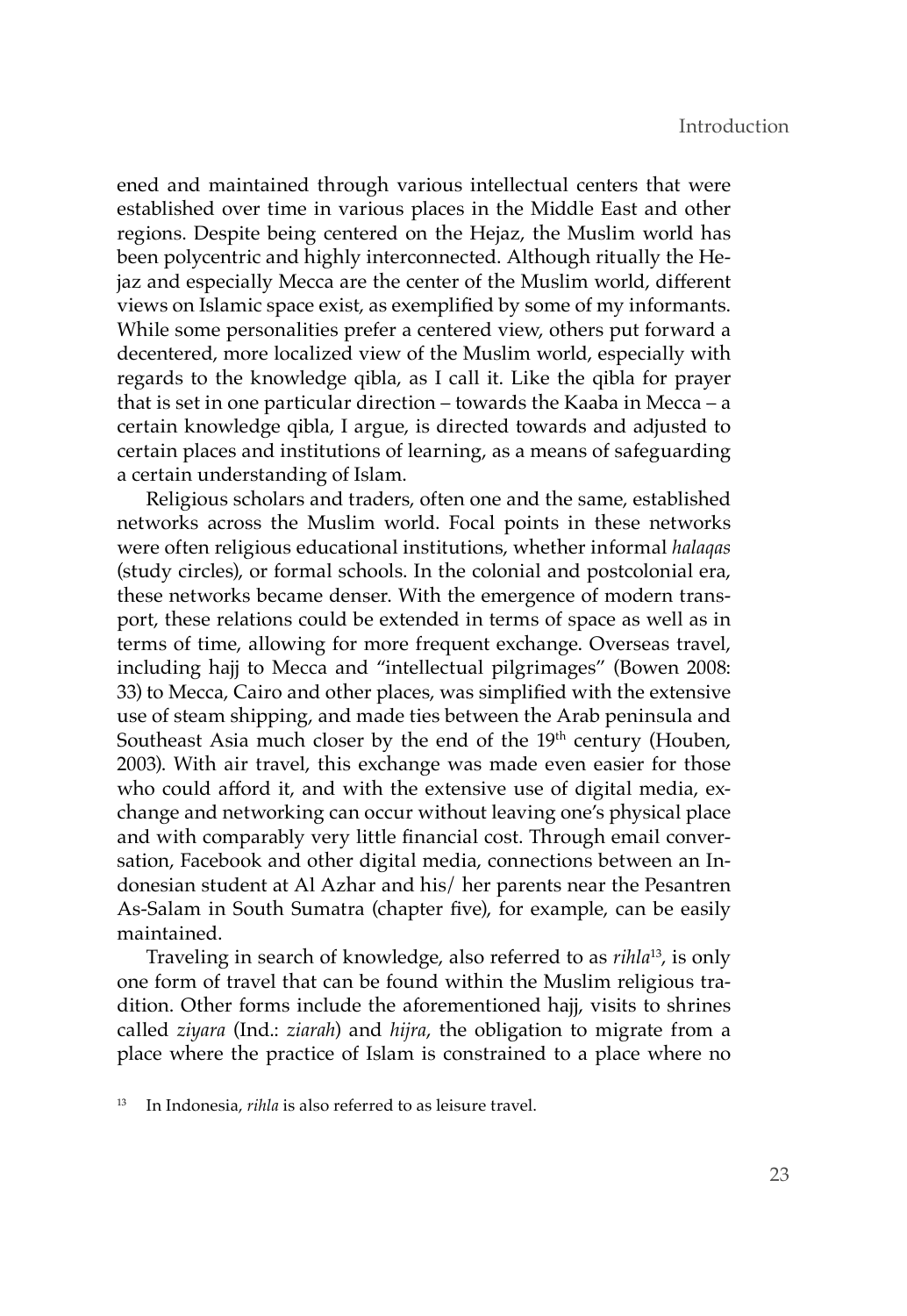ened and maintained through various intellectual centers that were established over time in various places in the Middle East and other regions. Despite being centered on the Hejaz, the Muslim world has been polycentric and highly interconnected. Although ritually the Hejaz and especially Mecca are the center of the Muslim world, different views on Islamic space exist, as exemplified by some of my informants. While some personalities prefer a centered view, others put forward a decentered, more localized view of the Muslim world, especially with regards to the knowledge qibla, as I call it. Like the qibla for prayer that is set in one particular direction – towards the Kaaba in Mecca – a certain knowledge qibla, I argue, is directed towards and adjusted to certain places and institutions of learning, as a means of safeguarding a certain understanding of Islam.

Religious scholars and traders, often one and the same, established networks across the Muslim world. Focal points in these networks were often religious educational institutions, whether informal *halaqas* (study circles), or formal schools. In the colonial and postcolonial era, these networks became denser. With the emergence of modern transport, these relations could be extended in terms of space as well as in terms of time, allowing for more frequent exchange. Overseas travel, including hajj to Mecca and "intellectual pilgrimages" (Bowen 2008: 33) to Mecca, Cairo and other places, was simplified with the extensive use of steam shipping, and made ties between the Arab peninsula and Southeast Asia much closer by the end of the 19th century (Houben, 2003). With air travel, this exchange was made even easier for those who could afford it, and with the extensive use of digital media, exchange and networking can occur without leaving one's physical place and with comparably very little financial cost. Through email conversation, Facebook and other digital media, connections between an Indonesian student at Al Azhar and his/ her parents near the Pesantren As-Salam in South Sumatra (chapter five), for example, can be easily maintained.

Traveling in search of knowledge, also referred to as *rihla*[13], is only one form of travel that can be found within the Muslim religious tradition. Other forms include the aforementioned hajj, visits to shrines called *ziyara* (Ind.: *ziarah*) and *hijra*, the obligation to migrate from a place where the practice of Islam is constrained to a place where no

[13] In Indonesia, *rihla* is also referred to as leisure travel.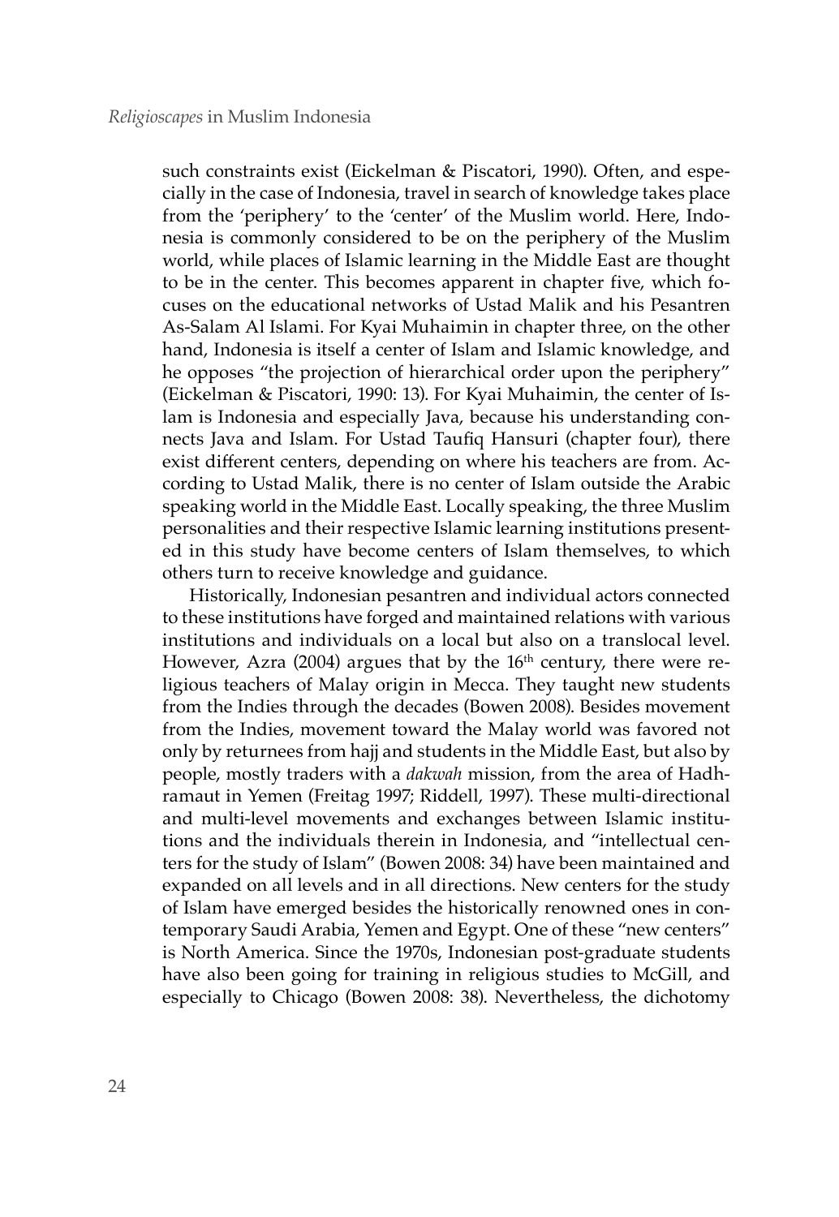such constraints exist (Eickelman & Piscatori, 1990). Often, and especially in the case of Indonesia, travel in search of knowledge takes place from the 'periphery' to the 'center' of the Muslim world. Here, Indonesia is commonly considered to be on the periphery of the Muslim world, while places of Islamic learning in the Middle East are thought to be in the center. This becomes apparent in chapter five, which focuses on the educational networks of Ustad Malik and his Pesantren As-Salam Al Islami. For Kyai Muhaimin in chapter three, on the other hand, Indonesia is itself a center of Islam and Islamic knowledge, and he opposes "the projection of hierarchical order upon the periphery" (Eickelman & Piscatori, 1990: 13). For Kyai Muhaimin, the center of Islam is Indonesia and especially Java, because his understanding connects Java and Islam. For Ustad Taufiq Hansuri (chapter four), there exist different centers, depending on where his teachers are from. According to Ustad Malik, there is no center of Islam outside the Arabic speaking world in the Middle East. Locally speaking, the three Muslim personalities and their respective Islamic learning institutions presented in this study have become centers of Islam themselves, to which others turn to receive knowledge and guidance.

Historically, Indonesian pesantren and individual actors connected to these institutions have forged and maintained relations with various institutions and individuals on a local but also on a translocal level. However, Azra (2004) argues that by the 16th century, there were religious teachers of Malay origin in Mecca. They taught new students from the Indies through the decades (Bowen 2008). Besides movement from the Indies, movement toward the Malay world was favored not only by returnees from hajj and students in the Middle East, but also by people, mostly traders with a *dakwah* mission, from the area of Hadhramaut in Yemen (Freitag 1997; Riddell, 1997). These multi-directional and multi-level movements and exchanges between Islamic institutions and the individuals therein in Indonesia, and "intellectual centers for the study of Islam" (Bowen 2008: 34) have been maintained and expanded on all levels and in all directions. New centers for the study of Islam have emerged besides the historically renowned ones in contemporary Saudi Arabia, Yemen and Egypt. One of these "new centers" is North America. Since the 1970s, Indonesian post-graduate students have also been going for training in religious studies to McGill, and especially to Chicago (Bowen 2008: 38). Nevertheless, the dichotomy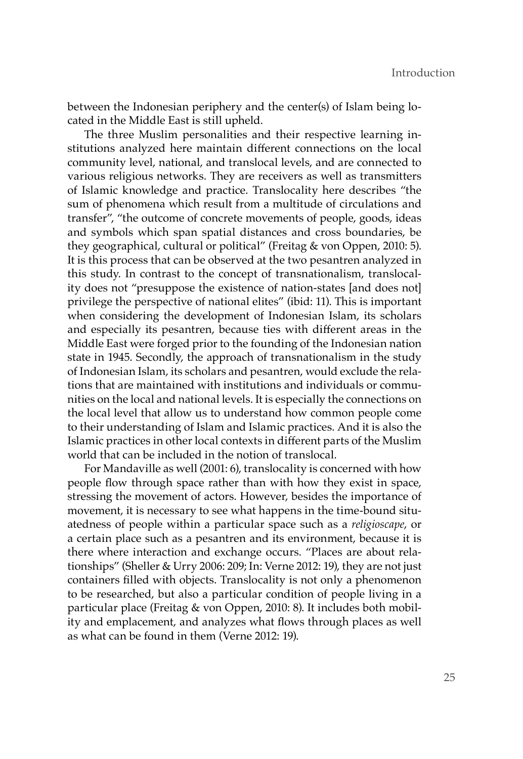between the Indonesian periphery and the center(s) of Islam being located in the Middle East is still upheld.

The three Muslim personalities and their respective learning institutions analyzed here maintain different connections on the local community level, national, and translocal levels, and are connected to various religious networks. They are receivers as well as transmitters of Islamic knowledge and practice. Translocality here describes "the sum of phenomena which result from a multitude of circulations and transfer", "the outcome of concrete movements of people, goods, ideas and symbols which span spatial distances and cross boundaries, be they geographical, cultural or political" (Freitag & von Oppen, 2010: 5). It is this process that can be observed at the two pesantren analyzed in this study. In contrast to the concept of transnationalism, translocality does not "presuppose the existence of nation-states [and does not] privilege the perspective of national elites" (ibid: 11). This is important when considering the development of Indonesian Islam, its scholars and especially its pesantren, because ties with different areas in the Middle East were forged prior to the founding of the Indonesian nation state in 1945. Secondly, the approach of transnationalism in the study of Indonesian Islam, its scholars and pesantren, would exclude the relations that are maintained with institutions and individuals or communities on the local and national levels. It is especially the connections on the local level that allow us to understand how common people come to their understanding of Islam and Islamic practices. And it is also the Islamic practices in other local contexts in different parts of the Muslim world that can be included in the notion of translocal.

For Mandaville as well (2001: 6), translocality is concerned with how people flow through space rather than with how they exist in space, stressing the movement of actors. However, besides the importance of movement, it is necessary to see what happens in the time-bound situatedness of people within a particular space such as a *religioscape*, or a certain place such as a pesantren and its environment, because it is there where interaction and exchange occurs. "Places are about relationships" (Sheller & Urry 2006: 209; In: Verne 2012: 19), they are not just containers filled with objects. Translocality is not only a phenomenon to be researched, but also a particular condition of people living in a particular place (Freitag & von Oppen, 2010: 8). It includes both mobility and emplacement, and analyzes what flows through places as well as what can be found in them (Verne 2012: 19).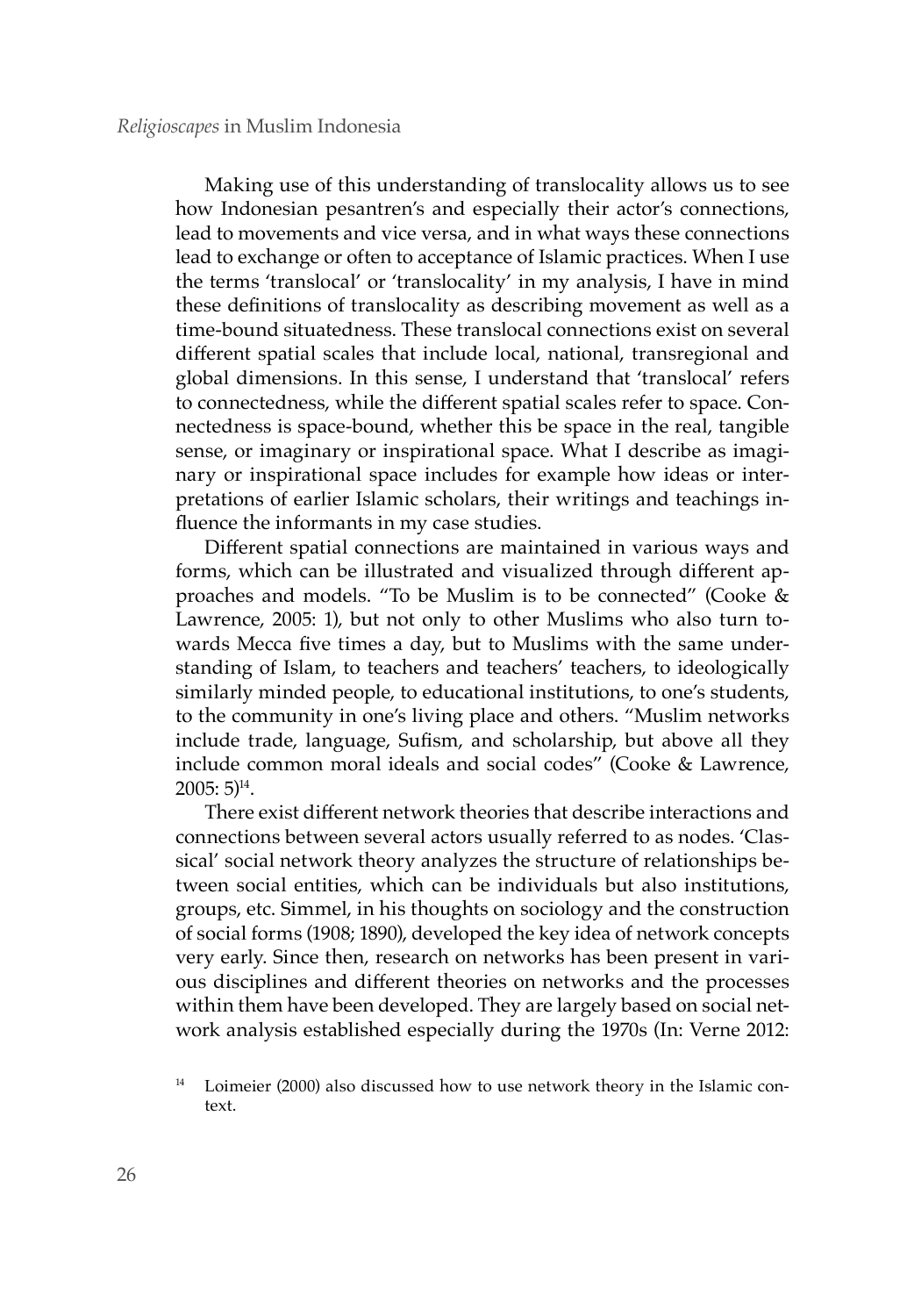Making use of this understanding of translocality allows us to see how Indonesian pesantren's and especially their actor's connections, lead to movements and vice versa, and in what ways these connections lead to exchange or often to acceptance of Islamic practices. When I use the terms 'translocal' or 'translocality' in my analysis, I have in mind these definitions of translocality as describing movement as well as a time-bound situatedness. These translocal connections exist on several different spatial scales that include local, national, transregional and global dimensions. In this sense, I understand that 'translocal' refers to connectedness, while the different spatial scales refer to space. Connectedness is space-bound, whether this be space in the real, tangible sense, or imaginary or inspirational space. What I describe as imaginary or inspirational space includes for example how ideas or interpretations of earlier Islamic scholars, their writings and teachings influence the informants in my case studies.

Different spatial connections are maintained in various ways and forms, which can be illustrated and visualized through different approaches and models. "To be Muslim is to be connected" (Cooke & Lawrence, 2005: 1), but not only to other Muslims who also turn towards Mecca five times a day, but to Muslims with the same understanding of Islam, to teachers and teachers' teachers, to ideologically similarly minded people, to educational institutions, to one's students, to the community in one's living place and others. "Muslim networks include trade, language, Sufism, and scholarship, but above all they include common moral ideals and social codes" (Cooke & Lawrence, 2005: 5)[14].

There exist different network theories that describe interactions and connections between several actors usually referred to as nodes. 'Classical' social network theory analyzes the structure of relationships between social entities, which can be individuals but also institutions, groups, etc. Simmel, in his thoughts on sociology and the construction of social forms (1908; 1890), developed the key idea of network concepts very early. Since then, research on networks has been present in various disciplines and different theories on networks and the processes within them have been developed. They are largely based on social network analysis established especially during the 1970s (In: Verne 2012:

[14] Loimeier (2000) also discussed how to use network theory in the Islamic context.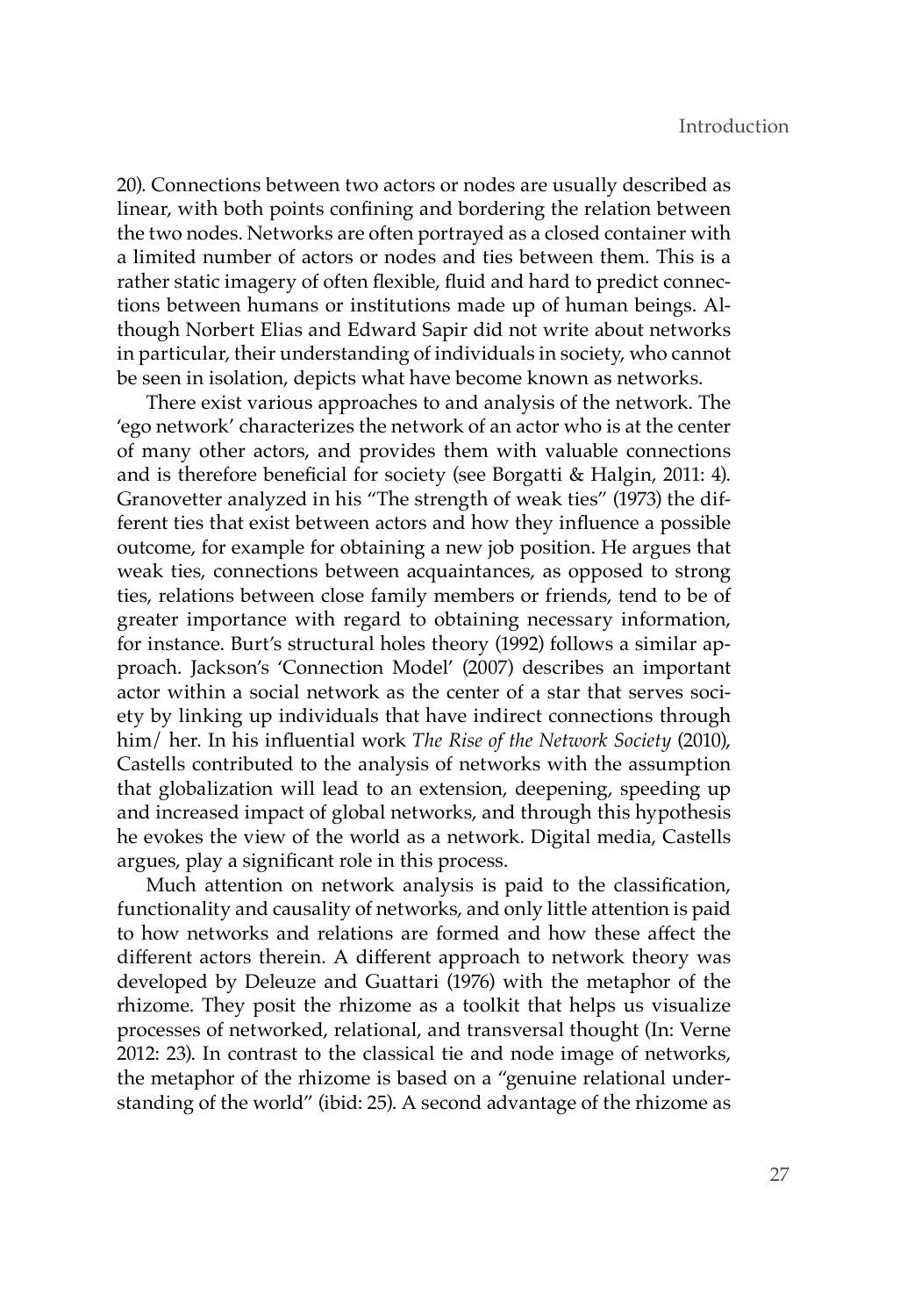20). Connections between two actors or nodes are usually described as linear, with both points confining and bordering the relation between the two nodes. Networks are often portrayed as a closed container with a limited number of actors or nodes and ties between them. This is a rather static imagery of often flexible, fluid and hard to predict connections between humans or institutions made up of human beings. Although Norbert Elias and Edward Sapir did not write about networks in particular, their understanding of individuals in society, who cannot be seen in isolation, depicts what have become known as networks.

There exist various approaches to and analysis of the network. The 'ego network' characterizes the network of an actor who is at the center of many other actors, and provides them with valuable connections and is therefore beneficial for society (see Borgatti & Halgin, 2011: 4). Granovetter analyzed in his "The strength of weak ties" (1973) the different ties that exist between actors and how they influence a possible outcome, for example for obtaining a new job position. He argues that weak ties, connections between acquaintances, as opposed to strong ties, relations between close family members or friends, tend to be of greater importance with regard to obtaining necessary information, for instance. Burt's structural holes theory (1992) follows a similar approach. Jackson's 'Connection Model' (2007) describes an important actor within a social network as the center of a star that serves society by linking up individuals that have indirect connections through him/ her. In his influential work *The Rise of the Network Society* (2010), Castells contributed to the analysis of networks with the assumption that globalization will lead to an extension, deepening, speeding up and increased impact of global networks, and through this hypothesis he evokes the view of the world as a network. Digital media, Castells argues, play a significant role in this process.

Much attention on network analysis is paid to the classification, functionality and causality of networks, and only little attention is paid to how networks and relations are formed and how these affect the different actors therein. A different approach to network theory was developed by Deleuze and Guattari (1976) with the metaphor of the rhizome. They posit the rhizome as a toolkit that helps us visualize processes of networked, relational, and transversal thought (In: Verne 2012: 23). In contrast to the classical tie and node image of networks, the metaphor of the rhizome is based on a "genuine relational understanding of the world" (ibid: 25). A second advantage of the rhizome as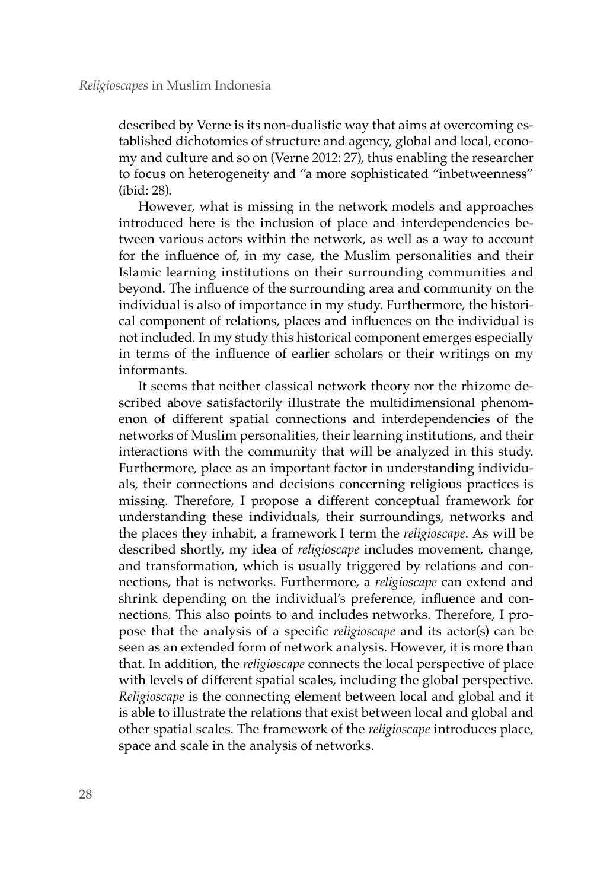described by Verne is its non-dualistic way that aims at overcoming established dichotomies of structure and agency, global and local, economy and culture and so on (Verne 2012: 27), thus enabling the researcher to focus on heterogeneity and "a more sophisticated "inbetweenness" (ibid: 28).

However, what is missing in the network models and approaches introduced here is the inclusion of place and interdependencies between various actors within the network, as well as a way to account for the influence of, in my case, the Muslim personalities and their Islamic learning institutions on their surrounding communities and beyond. The influence of the surrounding area and community on the individual is also of importance in my study. Furthermore, the historical component of relations, places and influences on the individual is not included. In my study this historical component emerges especially in terms of the influence of earlier scholars or their writings on my informants.

It seems that neither classical network theory nor the rhizome described above satisfactorily illustrate the multidimensional phenomenon of different spatial connections and interdependencies of the networks of Muslim personalities, their learning institutions, and their interactions with the community that will be analyzed in this study. Furthermore, place as an important factor in understanding individuals, their connections and decisions concerning religious practices is missing. Therefore, I propose a different conceptual framework for understanding these individuals, their surroundings, networks and the places they inhabit, a framework I term the *religioscape*. As will be described shortly, my idea of *religioscape* includes movement, change, and transformation, which is usually triggered by relations and connections, that is networks. Furthermore, a *religioscape* can extend and shrink depending on the individual's preference, influence and connections. This also points to and includes networks. Therefore, I propose that the analysis of a specific *religioscape* and its actor(s) can be seen as an extended form of network analysis. However, it is more than that. In addition, the *religioscape* connects the local perspective of place with levels of different spatial scales, including the global perspective. *Religioscape* is the connecting element between local and global and it is able to illustrate the relations that exist between local and global and other spatial scales. The framework of the *religioscape* introduces place, space and scale in the analysis of networks.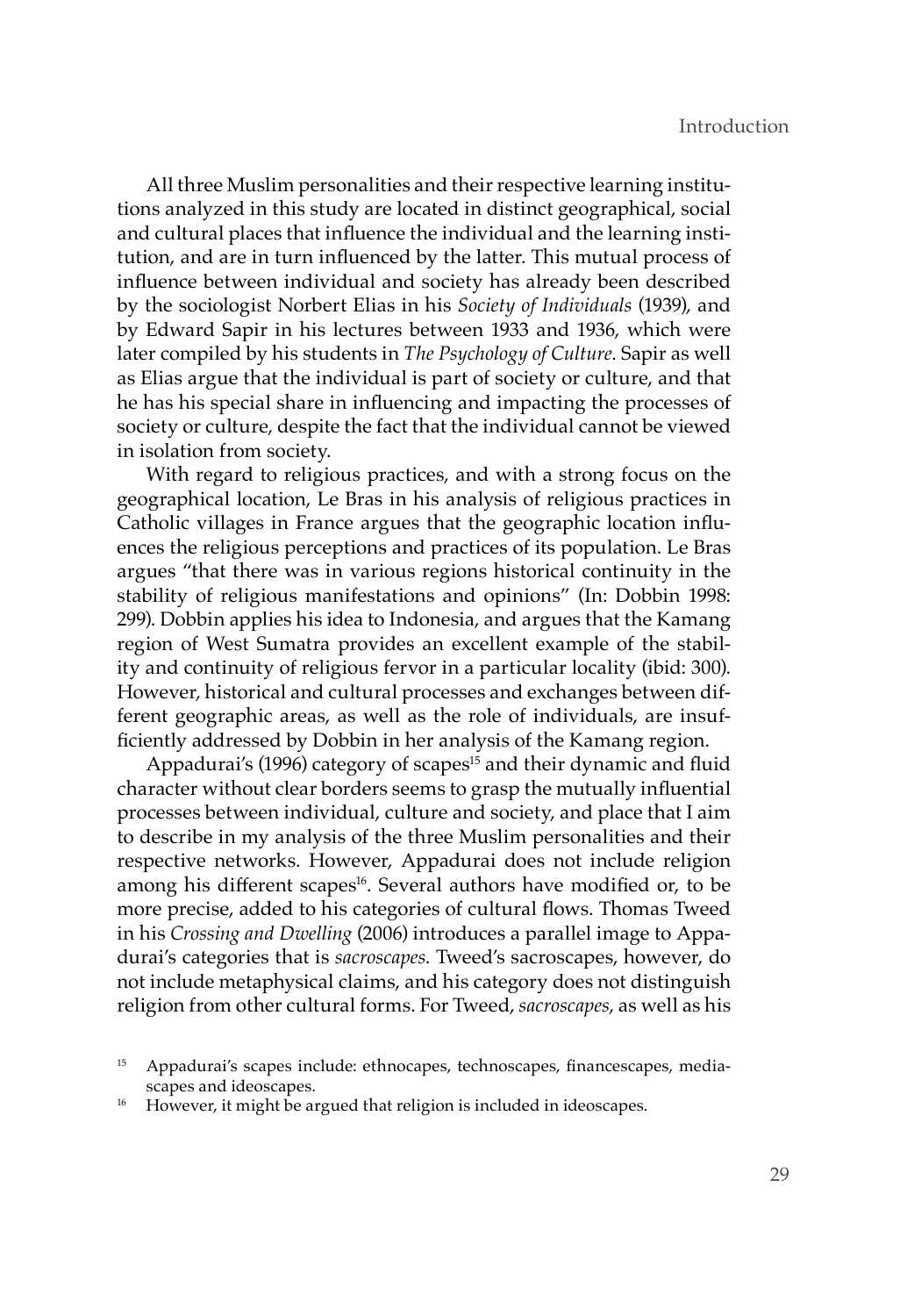All three Muslim personalities and their respective learning institutions analyzed in this study are located in distinct geographical, social and cultural places that influence the individual and the learning institution, and are in turn influenced by the latter. This mutual process of influence between individual and society has already been described by the sociologist Norbert Elias in his *Society of Individuals* (1939), and by Edward Sapir in his lectures between 1933 and 1936, which were later compiled by his students in *The Psychology of Culture*. Sapir as well as Elias argue that the individual is part of society or culture, and that he has his special share in influencing and impacting the processes of society or culture, despite the fact that the individual cannot be viewed in isolation from society.

With regard to religious practices, and with a strong focus on the geographical location, Le Bras in his analysis of religious practices in Catholic villages in France argues that the geographic location influences the religious perceptions and practices of its population. Le Bras argues "that there was in various regions historical continuity in the stability of religious manifestations and opinions" (In: Dobbin 1998: 299). Dobbin applies his idea to Indonesia, and argues that the Kamang region of West Sumatra provides an excellent example of the stability and continuity of religious fervor in a particular locality (ibid: 300). However, historical and cultural processes and exchanges between different geographic areas, as well as the role of individuals, are insufficiently addressed by Dobbin in her analysis of the Kamang region.

Appadurai's (1996) category of scapes[15] and their dynamic and fluid character without clear borders seems to grasp the mutually influential processes between individual, culture and society, and place that I aim to describe in my analysis of the three Muslim personalities and their respective networks. However, Appadurai does not include religion among his different scapes[16]. Several authors have modified or, to be more precise, added to his categories of cultural flows. Thomas Tweed in his *Crossing and Dwelling* (2006) introduces a parallel image to Appadurai's categories that is *sacroscapes*. Tweed's sacroscapes, however, do not include metaphysical claims, and his category does not distinguish religion from other cultural forms. For Tweed, *sacroscapes*, as well as his

[15] Appadurai's scapes include: ethnocapes, technoscapes, financescapes, mediascapes and ideoscapes.

[16] However, it might be argued that religion is included in ideoscapes.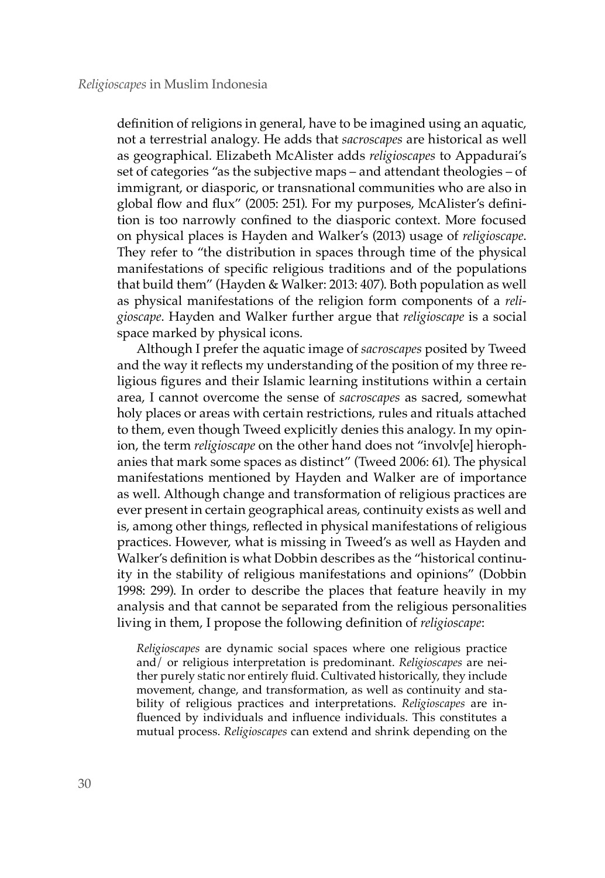definition of religions in general, have to be imagined using an aquatic, not a terrestrial analogy. He adds that *sacroscapes* are historical as well as geographical. Elizabeth McAlister adds *religioscapes* to Appadurai's set of categories "as the subjective maps – and attendant theologies – of immigrant, or diasporic, or transnational communities who are also in global flow and flux" (2005: 251). For my purposes, McAlister's definition is too narrowly confined to the diasporic context. More focused on physical places is Hayden and Walker's (2013) usage of *religioscape*. They refer to "the distribution in spaces through time of the physical manifestations of specific religious traditions and of the populations that build them" (Hayden & Walker: 2013: 407). Both population as well as physical manifestations of the religion form components of a *religioscape*. Hayden and Walker further argue that *religioscape* is a social space marked by physical icons.

Although I prefer the aquatic image of *sacroscapes* posited by Tweed and the way it reflects my understanding of the position of my three religious figures and their Islamic learning institutions within a certain area, I cannot overcome the sense of *sacroscapes* as sacred, somewhat holy places or areas with certain restrictions, rules and rituals attached to them, even though Tweed explicitly denies this analogy. In my opinion, the term *religioscape* on the other hand does not "involv[e] hierophanies that mark some spaces as distinct" (Tweed 2006: 61). The physical manifestations mentioned by Hayden and Walker are of importance as well. Although change and transformation of religious practices are ever present in certain geographical areas, continuity exists as well and is, among other things, reflected in physical manifestations of religious practices. However, what is missing in Tweed's as well as Hayden and Walker's definition is what Dobbin describes as the "historical continuity in the stability of religious manifestations and opinions" (Dobbin 1998: 299). In order to describe the places that feature heavily in my analysis and that cannot be separated from the religious personalities living in them, I propose the following definition of *religioscape*:

> *Religioscapes* are dynamic social spaces where one religious practice and/ or religious interpretation is predominant. *Religioscapes* are neither purely static nor entirely fluid. Cultivated historically, they include movement, change, and transformation, as well as continuity and stability of religious practices and interpretations. *Religioscapes* are influenced by individuals and influence individuals. This constitutes a mutual process. *Religioscapes* can extend and shrink depending on the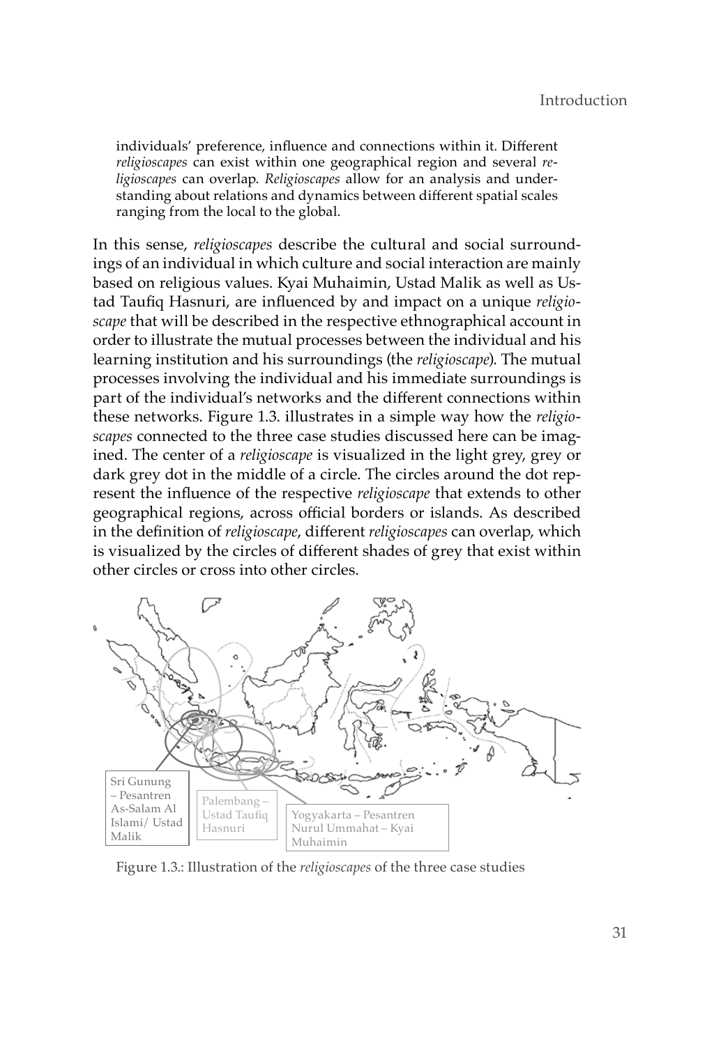individuals' preference, influence and connections within it. Different *religioscapes* can exist within one geographical region and several *religioscapes* can overlap. *Religioscapes* allow for an analysis and understanding about relations and dynamics between different spatial scales ranging from the local to the global.

In this sense, *religioscapes* describe the cultural and social surroundings of an individual in which culture and social interaction are mainly based on religious values. Kyai Muhaimin, Ustad Malik as well as Ustad Taufiq Hasnuri, are influenced by and impact on a unique *religioscape* that will be described in the respective ethnographical account in order to illustrate the mutual processes between the individual and his learning institution and his surroundings (the *religioscape*). The mutual processes involving the individual and his immediate surroundings is part of the individual's networks and the different connections within these networks. Figure 1.3. illustrates in a simple way how the *religioscapes* connected to the three case studies discussed here can be imagined. The center of a *religioscape* is visualized in the light grey, grey or dark grey dot in the middle of a circle. The circles around the dot represent the influence of the respective *religioscape* that extends to other geographical regions, across official borders or islands. As described in the definition of *religioscape*, different *religioscapes* can overlap, which is visualized by the circles of different shades of grey that exist within other circles or cross into other circles.

Sri Gunung – Pesantren As-Salam Al Islami/ Ustad Malik

Palembang – Ustad Taufiq Hasnuri

Yogyakarta – Pesantren Nurul Ummahat – Kyai Muhaimin

Figure 1.3.: Illustration of the *religioscapes* of the three case studies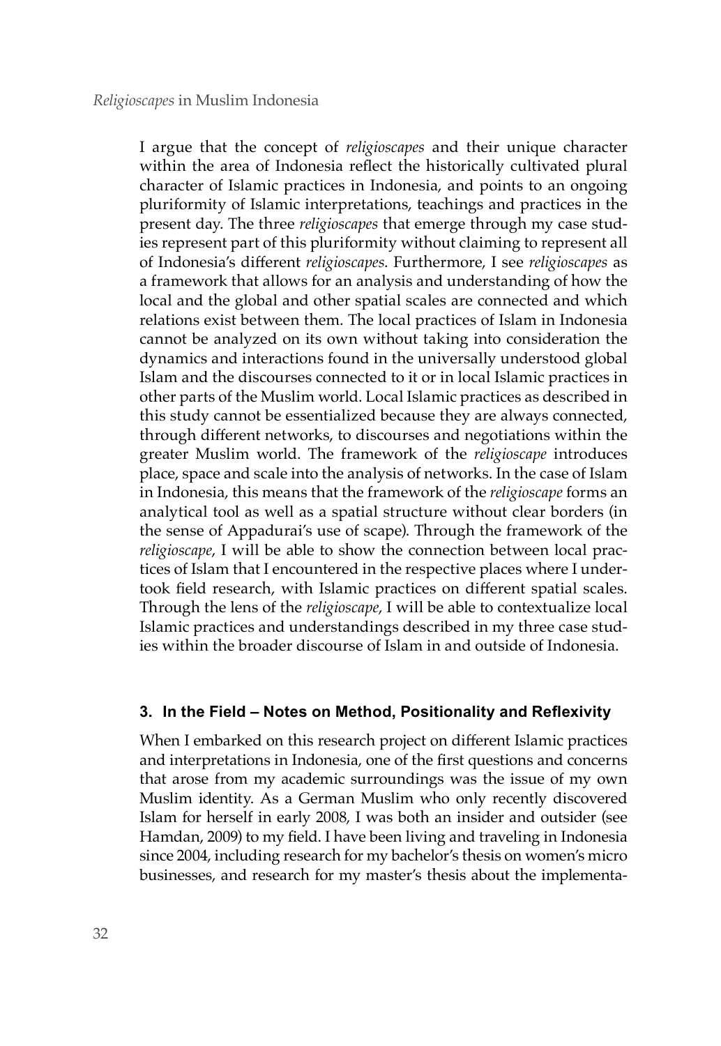I argue that the concept of *religioscapes* and their unique character within the area of Indonesia reflect the historically cultivated plural character of Islamic practices in Indonesia, and points to an ongoing pluriformity of Islamic interpretations, teachings and practices in the present day. The three *religioscapes* that emerge through my case studies represent part of this pluriformity without claiming to represent all of Indonesia's different *religioscapes*. Furthermore, I see *religioscapes* as a framework that allows for an analysis and understanding of how the local and the global and other spatial scales are connected and which relations exist between them. The local practices of Islam in Indonesia cannot be analyzed on its own without taking into consideration the dynamics and interactions found in the universally understood global Islam and the discourses connected to it or in local Islamic practices in other parts of the Muslim world. Local Islamic practices as described in this study cannot be essentialized because they are always connected, through different networks, to discourses and negotiations within the greater Muslim world. The framework of the *religioscape* introduces place, space and scale into the analysis of networks. In the case of Islam in Indonesia, this means that the framework of the *religioscape* forms an analytical tool as well as a spatial structure without clear borders (in the sense of Appadurai's use of scape). Through the framework of the *religioscape*, I will be able to show the connection between local practices of Islam that I encountered in the respective places where I undertook field research, with Islamic practices on different spatial scales. Through the lens of the *religioscape*, I will be able to contextualize local Islamic practices and understandings described in my three case studies within the broader discourse of Islam in and outside of Indonesia.

## 3. In the Field – Notes on Method, Positionality and Reflexivity

When I embarked on this research project on different Islamic practices and interpretations in Indonesia, one of the first questions and concerns that arose from my academic surroundings was the issue of my own Muslim identity. As a German Muslim who only recently discovered Islam for herself in early 2008, I was both an insider and outsider (see Hamdan, 2009) to my field. I have been living and traveling in Indonesia since 2004, including research for my bachelor's thesis on women's micro businesses, and research for my master's thesis about the implementa-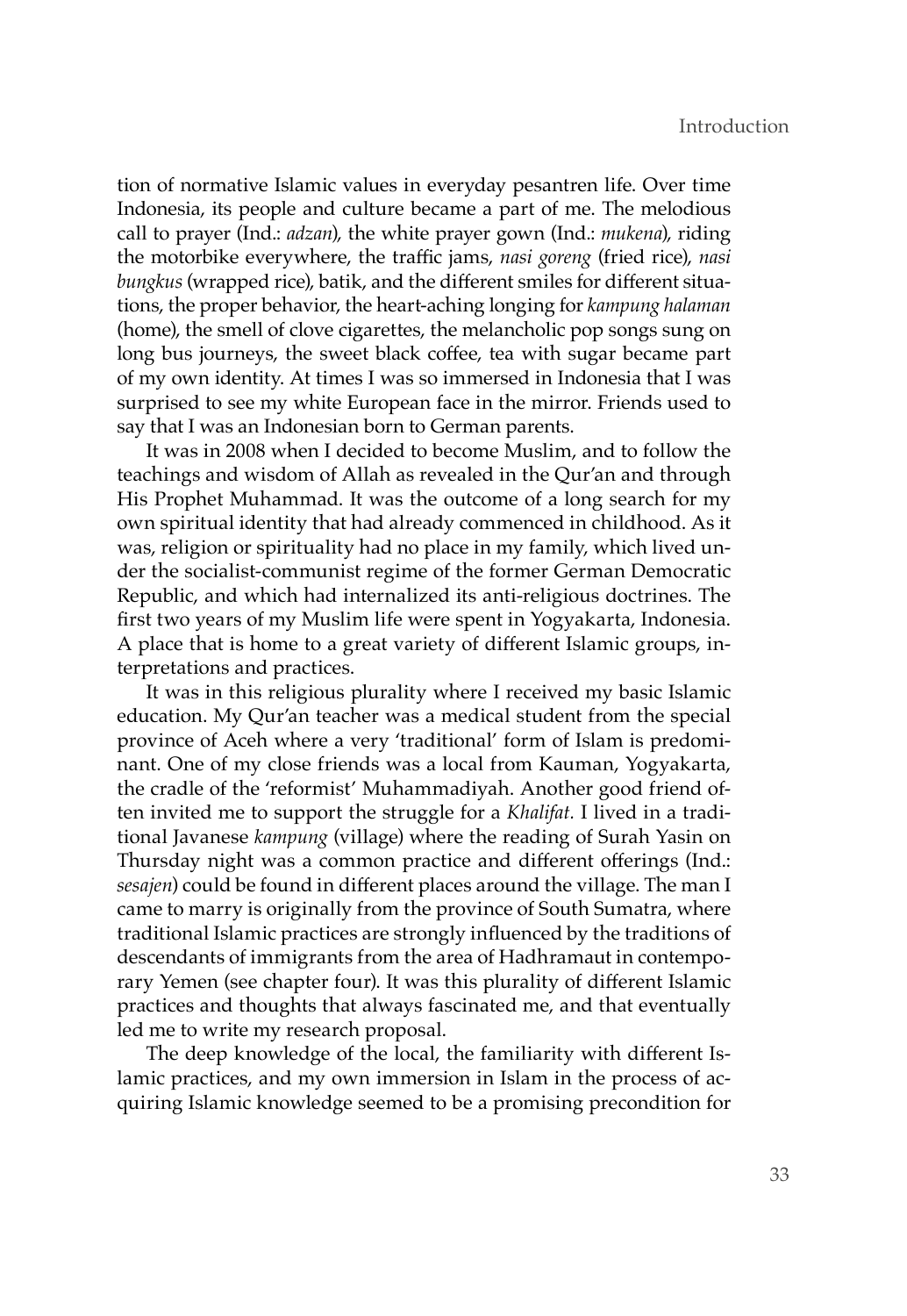tion of normative Islamic values in everyday pesantren life. Over time Indonesia, its people and culture became a part of me. The melodious call to prayer (Ind.: *adzan*), the white prayer gown (Ind.: *mukena*), riding the motorbike everywhere, the traffic jams, *nasi goreng* (fried rice), *nasi bungkus* (wrapped rice), batik, and the different smiles for different situations, the proper behavior, the heart-aching longing for *kampung halaman* (home), the smell of clove cigarettes, the melancholic pop songs sung on long bus journeys, the sweet black coffee, tea with sugar became part of my own identity. At times I was so immersed in Indonesia that I was surprised to see my white European face in the mirror. Friends used to say that I was an Indonesian born to German parents.

It was in 2008 when I decided to become Muslim, and to follow the teachings and wisdom of Allah as revealed in the Qur'an and through His Prophet Muhammad. It was the outcome of a long search for my own spiritual identity that had already commenced in childhood. As it was, religion or spirituality had no place in my family, which lived under the socialist-communist regime of the former German Democratic Republic, and which had internalized its anti-religious doctrines. The first two years of my Muslim life were spent in Yogyakarta, Indonesia. A place that is home to a great variety of different Islamic groups, interpretations and practices.

It was in this religious plurality where I received my basic Islamic education. My Qur'an teacher was a medical student from the special province of Aceh where a very 'traditional' form of Islam is predominant. One of my close friends was a local from Kauman, Yogyakarta, the cradle of the 'reformist' Muhammadiyah. Another good friend often invited me to support the struggle for a *Khalifat.* I lived in a traditional Javanese *kampung* (village) where the reading of Surah Yasin on Thursday night was a common practice and different offerings (Ind.: *sesajen*) could be found in different places around the village. The man I came to marry is originally from the province of South Sumatra, where traditional Islamic practices are strongly influenced by the traditions of descendants of immigrants from the area of Hadhramaut in contemporary Yemen (see chapter four). It was this plurality of different Islamic practices and thoughts that always fascinated me, and that eventually led me to write my research proposal.

The deep knowledge of the local, the familiarity with different Islamic practices, and my own immersion in Islam in the process of acquiring Islamic knowledge seemed to be a promising precondition for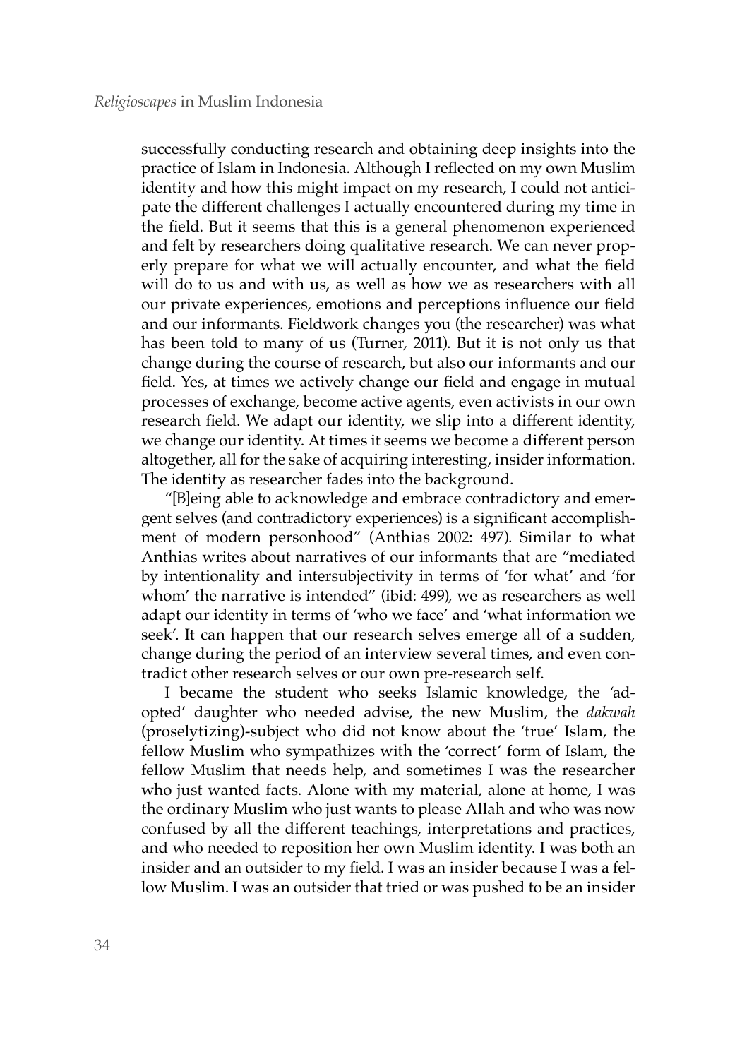successfully conducting research and obtaining deep insights into the practice of Islam in Indonesia. Although I reflected on my own Muslim identity and how this might impact on my research, I could not anticipate the different challenges I actually encountered during my time in the field. But it seems that this is a general phenomenon experienced and felt by researchers doing qualitative research. We can never properly prepare for what we will actually encounter, and what the field will do to us and with us, as well as how we as researchers with all our private experiences, emotions and perceptions influence our field and our informants. Fieldwork changes you (the researcher) was what has been told to many of us (Turner, 2011). But it is not only us that change during the course of research, but also our informants and our field. Yes, at times we actively change our field and engage in mutual processes of exchange, become active agents, even activists in our own research field. We adapt our identity, we slip into a different identity, we change our identity. At times it seems we become a different person altogether, all for the sake of acquiring interesting, insider information. The identity as researcher fades into the background.

"[B]eing able to acknowledge and embrace contradictory and emergent selves (and contradictory experiences) is a significant accomplishment of modern personhood" (Anthias 2002: 497). Similar to what Anthias writes about narratives of our informants that are "mediated by intentionality and intersubjectivity in terms of 'for what' and 'for whom' the narrative is intended" (ibid: 499), we as researchers as well adapt our identity in terms of 'who we face' and 'what information we seek'. It can happen that our research selves emerge all of a sudden, change during the period of an interview several times, and even contradict other research selves or our own pre-research self.

I became the student who seeks Islamic knowledge, the 'adopted' daughter who needed advise, the new Muslim, the *dakwah* (proselytizing)-subject who did not know about the 'true' Islam, the fellow Muslim who sympathizes with the 'correct' form of Islam, the fellow Muslim that needs help, and sometimes I was the researcher who just wanted facts. Alone with my material, alone at home, I was the ordinary Muslim who just wants to please Allah and who was now confused by all the different teachings, interpretations and practices, and who needed to reposition her own Muslim identity. I was both an insider and an outsider to my field. I was an insider because I was a fellow Muslim. I was an outsider that tried or was pushed to be an insider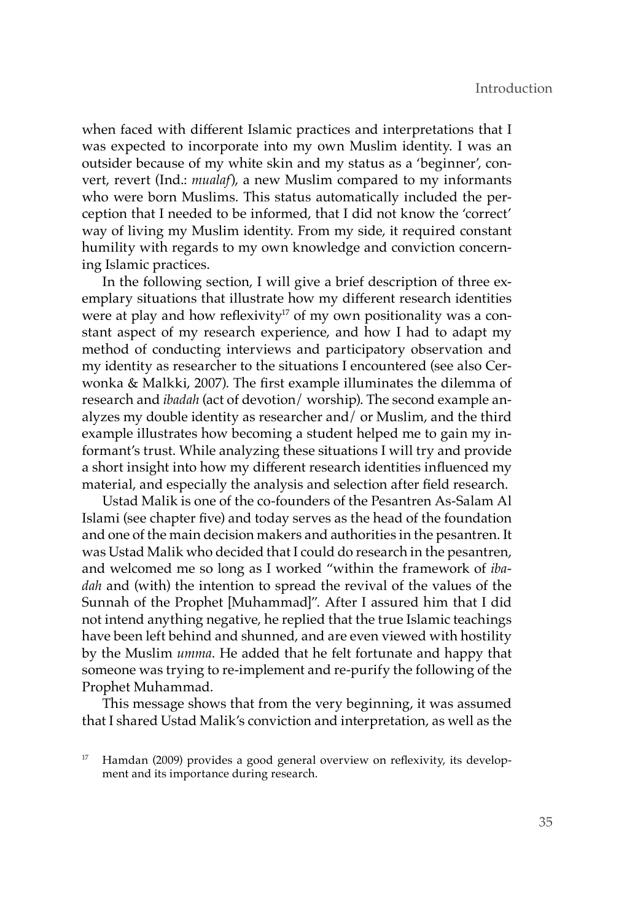when faced with different Islamic practices and interpretations that I was expected to incorporate into my own Muslim identity. I was an outsider because of my white skin and my status as a 'beginner', convert, revert (Ind.: *mualaf*), a new Muslim compared to my informants who were born Muslims. This status automatically included the perception that I needed to be informed, that I did not know the 'correct' way of living my Muslim identity. From my side, it required constant humility with regards to my own knowledge and conviction concerning Islamic practices.

In the following section, I will give a brief description of three exemplary situations that illustrate how my different research identities were at play and how reflexivity[17] of my own positionality was a constant aspect of my research experience, and how I had to adapt my method of conducting interviews and participatory observation and my identity as researcher to the situations I encountered (see also Cerwonka & Malkki, 2007). The first example illuminates the dilemma of research and *ibadah* (act of devotion/ worship). The second example analyzes my double identity as researcher and/ or Muslim, and the third example illustrates how becoming a student helped me to gain my informant's trust. While analyzing these situations I will try and provide a short insight into how my different research identities influenced my material, and especially the analysis and selection after field research.

Ustad Malik is one of the co-founders of the Pesantren As-Salam Al Islami (see chapter five) and today serves as the head of the foundation and one of the main decision makers and authorities in the pesantren. It was Ustad Malik who decided that I could do research in the pesantren, and welcomed me so long as I worked "within the framework of *ibadah* and (with) the intention to spread the revival of the values of the Sunnah of the Prophet [Muhammad]". After I assured him that I did not intend anything negative, he replied that the true Islamic teachings have been left behind and shunned, and are even viewed with hostility by the Muslim *umma*. He added that he felt fortunate and happy that someone was trying to re-implement and re-purify the following of the Prophet Muhammad.

This message shows that from the very beginning, it was assumed that I shared Ustad Malik's conviction and interpretation, as well as the

[17] Hamdan (2009) provides a good general overview on reflexivity, its development and its importance during research.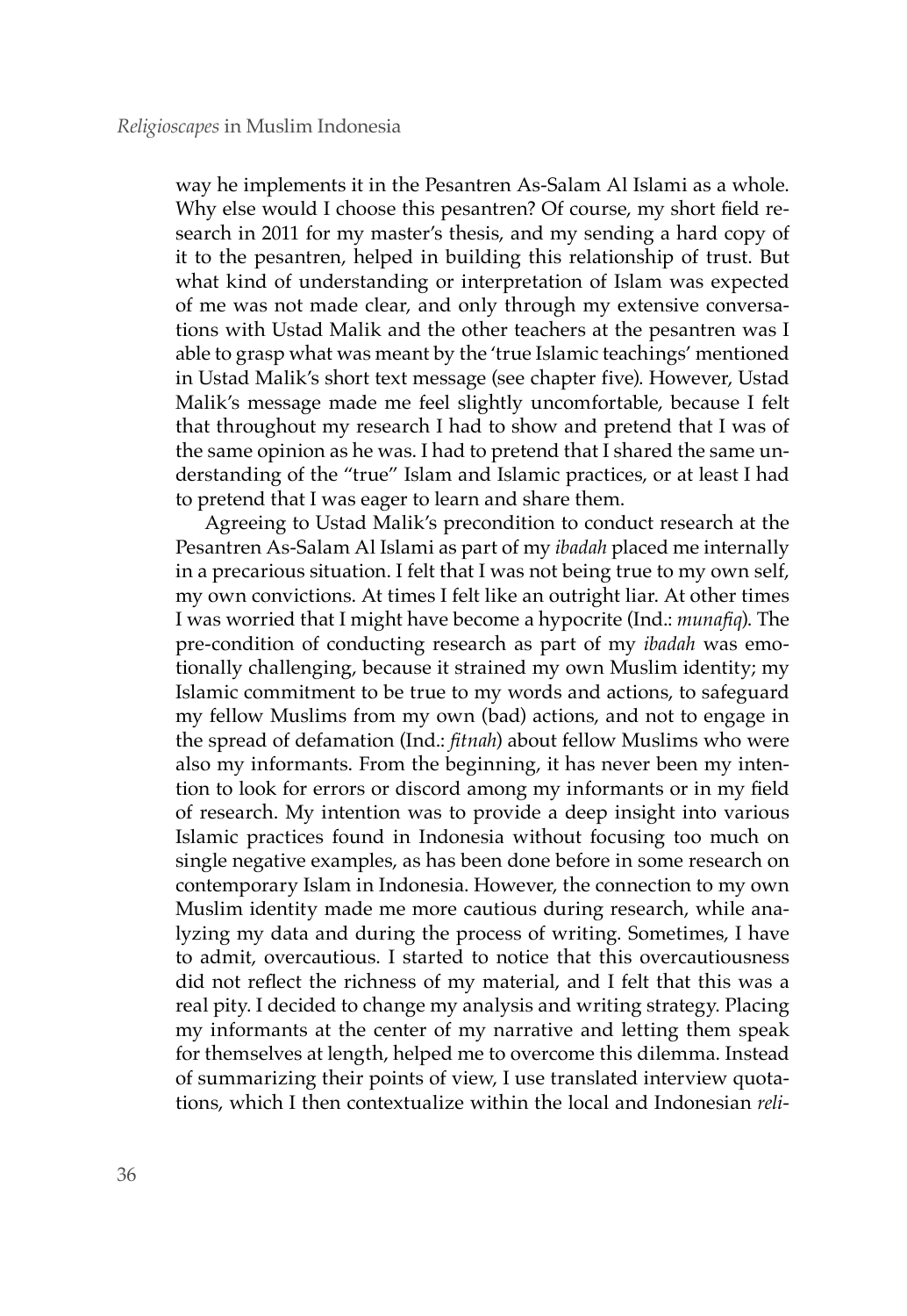way he implements it in the Pesantren As-Salam Al Islami as a whole. Why else would I choose this pesantren? Of course, my short field research in 2011 for my master's thesis, and my sending a hard copy of it to the pesantren, helped in building this relationship of trust. But what kind of understanding or interpretation of Islam was expected of me was not made clear, and only through my extensive conversations with Ustad Malik and the other teachers at the pesantren was I able to grasp what was meant by the 'true Islamic teachings' mentioned in Ustad Malik's short text message (see chapter five). However, Ustad Malik's message made me feel slightly uncomfortable, because I felt that throughout my research I had to show and pretend that I was of the same opinion as he was. I had to pretend that I shared the same understanding of the "true" Islam and Islamic practices, or at least I had to pretend that I was eager to learn and share them.

Agreeing to Ustad Malik's precondition to conduct research at the Pesantren As-Salam Al Islami as part of my *ibadah* placed me internally in a precarious situation. I felt that I was not being true to my own self, my own convictions. At times I felt like an outright liar. At other times I was worried that I might have become a hypocrite (Ind.: *munafiq*). The pre-condition of conducting research as part of my *ibadah* was emotionally challenging, because it strained my own Muslim identity; my Islamic commitment to be true to my words and actions, to safeguard my fellow Muslims from my own (bad) actions, and not to engage in the spread of defamation (Ind.: *fitnah*) about fellow Muslims who were also my informants. From the beginning, it has never been my intention to look for errors or discord among my informants or in my field of research. My intention was to provide a deep insight into various Islamic practices found in Indonesia without focusing too much on single negative examples, as has been done before in some research on contemporary Islam in Indonesia. However, the connection to my own Muslim identity made me more cautious during research, while analyzing my data and during the process of writing. Sometimes, I have to admit, overcautious. I started to notice that this overcautiousness did not reflect the richness of my material, and I felt that this was a real pity. I decided to change my analysis and writing strategy. Placing my informants at the center of my narrative and letting them speak for themselves at length, helped me to overcome this dilemma. Instead of summarizing their points of view, I use translated interview quotations, which I then contextualize within the local and Indonesian *reli-*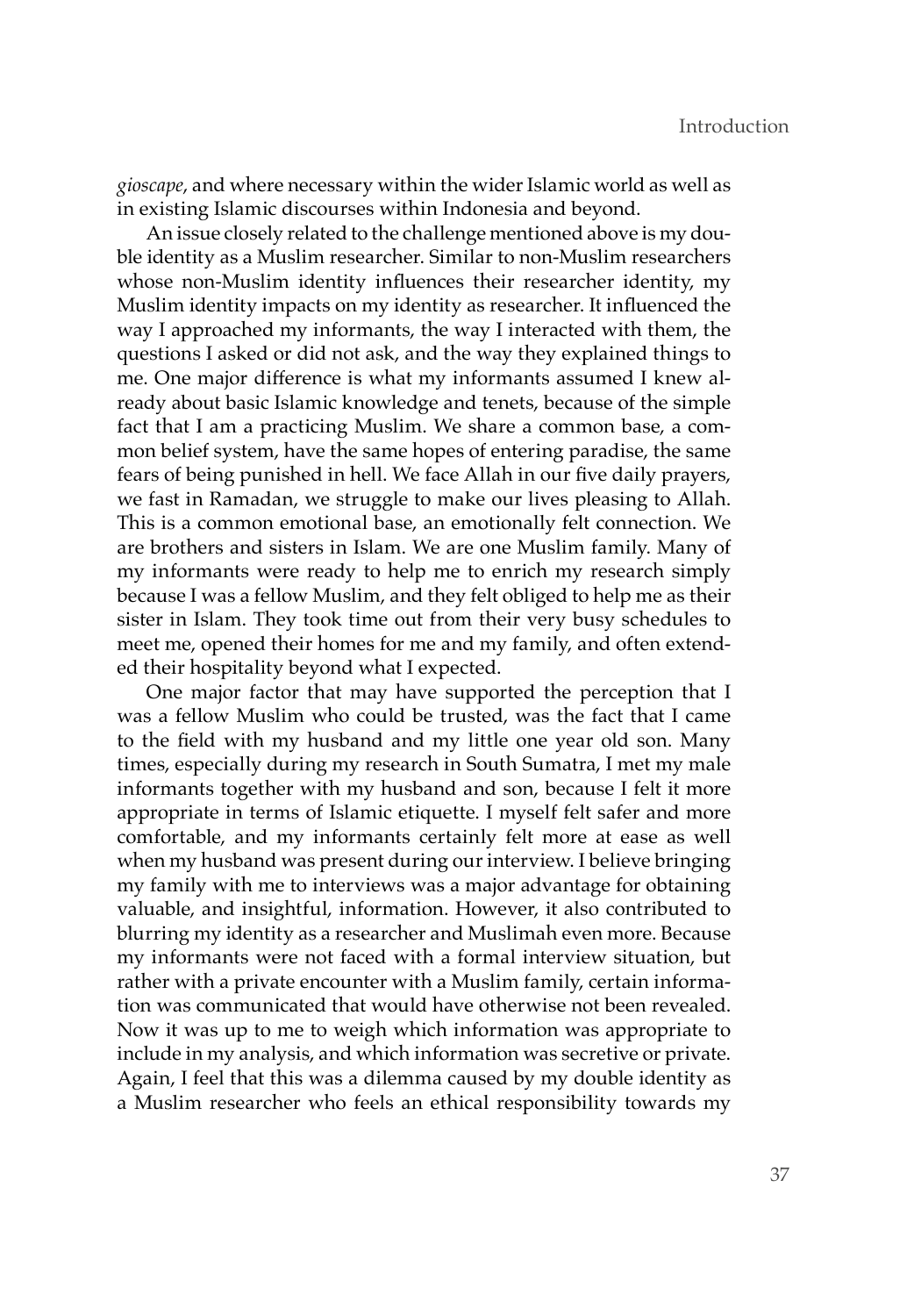*gioscape*, and where necessary within the wider Islamic world as well as in existing Islamic discourses within Indonesia and beyond.

An issue closely related to the challenge mentioned above is my double identity as a Muslim researcher. Similar to non-Muslim researchers whose non-Muslim identity influences their researcher identity, my Muslim identity impacts on my identity as researcher. It influenced the way I approached my informants, the way I interacted with them, the questions I asked or did not ask, and the way they explained things to me. One major difference is what my informants assumed I knew already about basic Islamic knowledge and tenets, because of the simple fact that I am a practicing Muslim. We share a common base, a common belief system, have the same hopes of entering paradise, the same fears of being punished in hell. We face Allah in our five daily prayers, we fast in Ramadan, we struggle to make our lives pleasing to Allah. This is a common emotional base, an emotionally felt connection. We are brothers and sisters in Islam. We are one Muslim family. Many of my informants were ready to help me to enrich my research simply because I was a fellow Muslim, and they felt obliged to help me as their sister in Islam. They took time out from their very busy schedules to meet me, opened their homes for me and my family, and often extended their hospitality beyond what I expected.

One major factor that may have supported the perception that I was a fellow Muslim who could be trusted, was the fact that I came to the field with my husband and my little one year old son. Many times, especially during my research in South Sumatra, I met my male informants together with my husband and son, because I felt it more appropriate in terms of Islamic etiquette. I myself felt safer and more comfortable, and my informants certainly felt more at ease as well when my husband was present during our interview. I believe bringing my family with me to interviews was a major advantage for obtaining valuable, and insightful, information. However, it also contributed to blurring my identity as a researcher and Muslimah even more. Because my informants were not faced with a formal interview situation, but rather with a private encounter with a Muslim family, certain information was communicated that would have otherwise not been revealed. Now it was up to me to weigh which information was appropriate to include in my analysis, and which information was secretive or private. Again, I feel that this was a dilemma caused by my double identity as a Muslim researcher who feels an ethical responsibility towards my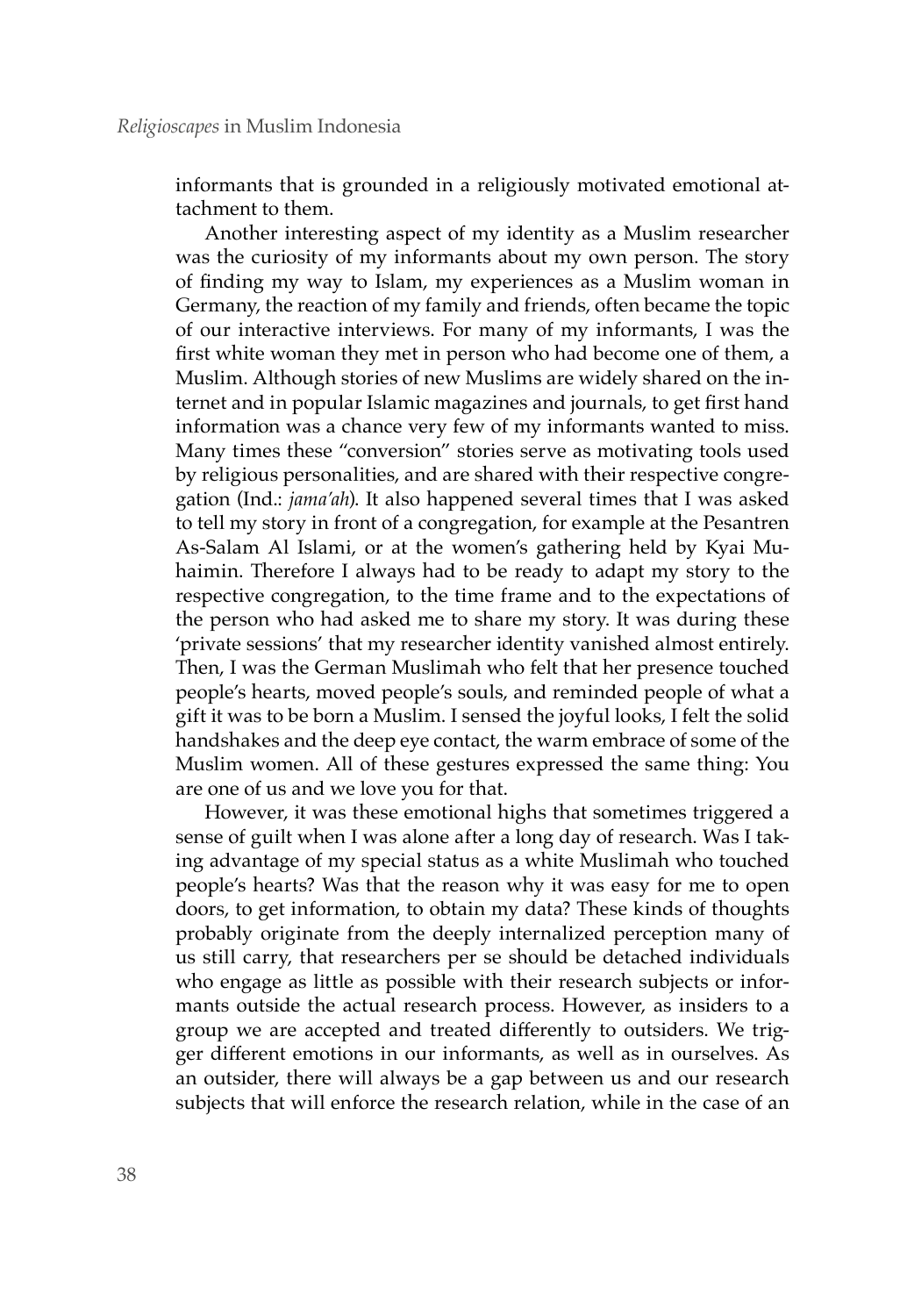informants that is grounded in a religiously motivated emotional attachment to them.

Another interesting aspect of my identity as a Muslim researcher was the curiosity of my informants about my own person. The story of finding my way to Islam, my experiences as a Muslim woman in Germany, the reaction of my family and friends, often became the topic of our interactive interviews. For many of my informants, I was the first white woman they met in person who had become one of them, a Muslim. Although stories of new Muslims are widely shared on the internet and in popular Islamic magazines and journals, to get first hand information was a chance very few of my informants wanted to miss. Many times these "conversion" stories serve as motivating tools used by religious personalities, and are shared with their respective congregation (Ind.: *jama'ah*). It also happened several times that I was asked to tell my story in front of a congregation, for example at the Pesantren As-Salam Al Islami, or at the women's gathering held by Kyai Muhaimin. Therefore I always had to be ready to adapt my story to the respective congregation, to the time frame and to the expectations of the person who had asked me to share my story. It was during these 'private sessions' that my researcher identity vanished almost entirely. Then, I was the German Muslimah who felt that her presence touched people's hearts, moved people's souls, and reminded people of what a gift it was to be born a Muslim. I sensed the joyful looks, I felt the solid handshakes and the deep eye contact, the warm embrace of some of the Muslim women. All of these gestures expressed the same thing: You are one of us and we love you for that.

However, it was these emotional highs that sometimes triggered a sense of guilt when I was alone after a long day of research. Was I taking advantage of my special status as a white Muslimah who touched people's hearts? Was that the reason why it was easy for me to open doors, to get information, to obtain my data? These kinds of thoughts probably originate from the deeply internalized perception many of us still carry, that researchers per se should be detached individuals who engage as little as possible with their research subjects or informants outside the actual research process. However, as insiders to a group we are accepted and treated differently to outsiders. We trigger different emotions in our informants, as well as in ourselves. As an outsider, there will always be a gap between us and our research subjects that will enforce the research relation, while in the case of an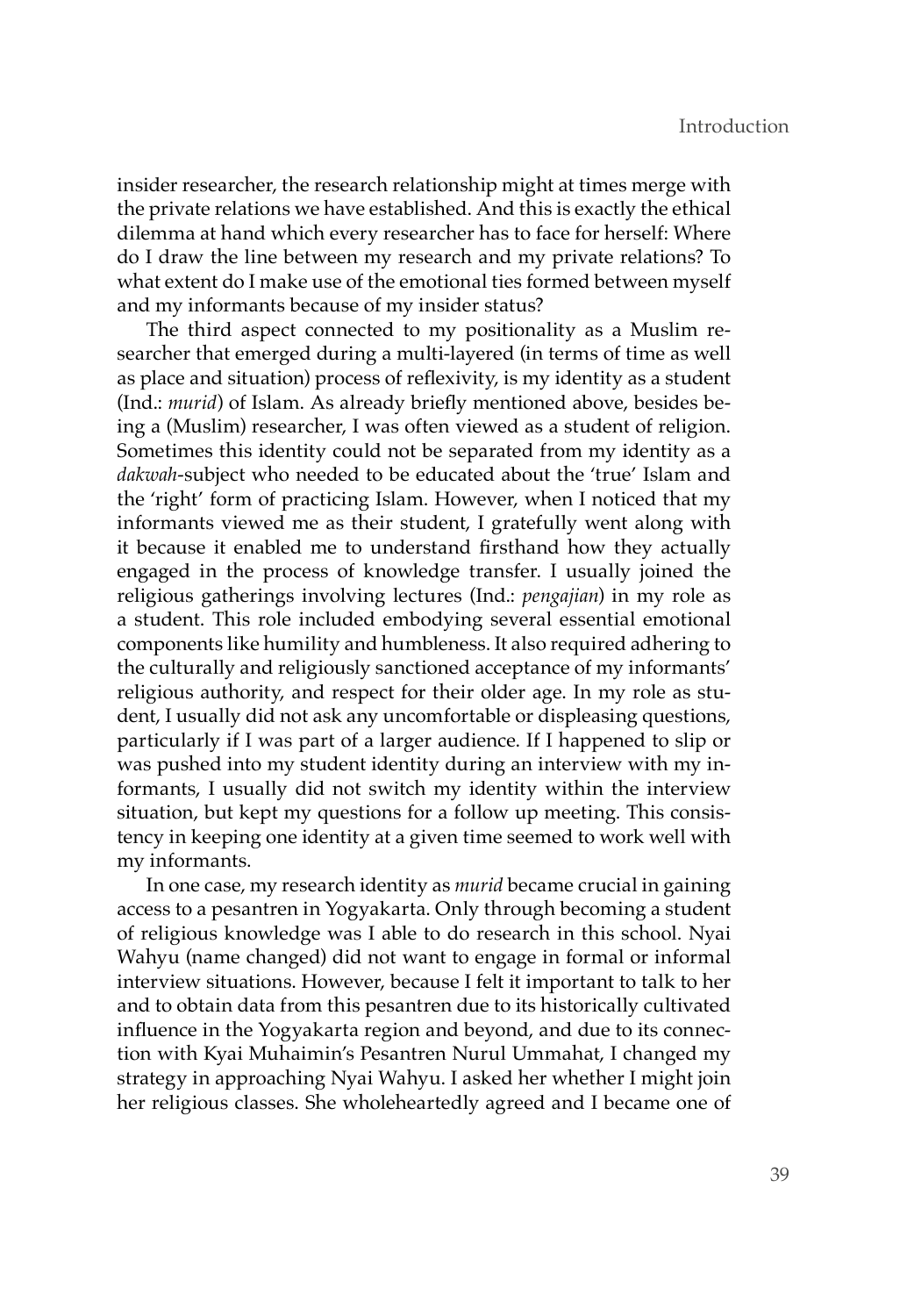insider researcher, the research relationship might at times merge with the private relations we have established. And this is exactly the ethical dilemma at hand which every researcher has to face for herself: Where do I draw the line between my research and my private relations? To what extent do I make use of the emotional ties formed between myself and my informants because of my insider status?

The third aspect connected to my positionality as a Muslim researcher that emerged during a multi-layered (in terms of time as well as place and situation) process of reflexivity, is my identity as a student (Ind.: *murid*) of Islam. As already briefly mentioned above, besides being a (Muslim) researcher, I was often viewed as a student of religion. Sometimes this identity could not be separated from my identity as a *dakwah*-subject who needed to be educated about the 'true' Islam and the 'right' form of practicing Islam. However, when I noticed that my informants viewed me as their student, I gratefully went along with it because it enabled me to understand firsthand how they actually engaged in the process of knowledge transfer. I usually joined the religious gatherings involving lectures (Ind.: *pengajian*) in my role as a student. This role included embodying several essential emotional components like humility and humbleness. It also required adhering to the culturally and religiously sanctioned acceptance of my informants' religious authority, and respect for their older age. In my role as student, I usually did not ask any uncomfortable or displeasing questions, particularly if I was part of a larger audience. If I happened to slip or was pushed into my student identity during an interview with my informants, I usually did not switch my identity within the interview situation, but kept my questions for a follow up meeting. This consistency in keeping one identity at a given time seemed to work well with my informants.

In one case, my research identity as *murid* became crucial in gaining access to a pesantren in Yogyakarta. Only through becoming a student of religious knowledge was I able to do research in this school. Nyai Wahyu (name changed) did not want to engage in formal or informal interview situations. However, because I felt it important to talk to her and to obtain data from this pesantren due to its historically cultivated influence in the Yogyakarta region and beyond, and due to its connection with Kyai Muhaimin's Pesantren Nurul Ummahat, I changed my strategy in approaching Nyai Wahyu. I asked her whether I might join her religious classes. She wholeheartedly agreed and I became one of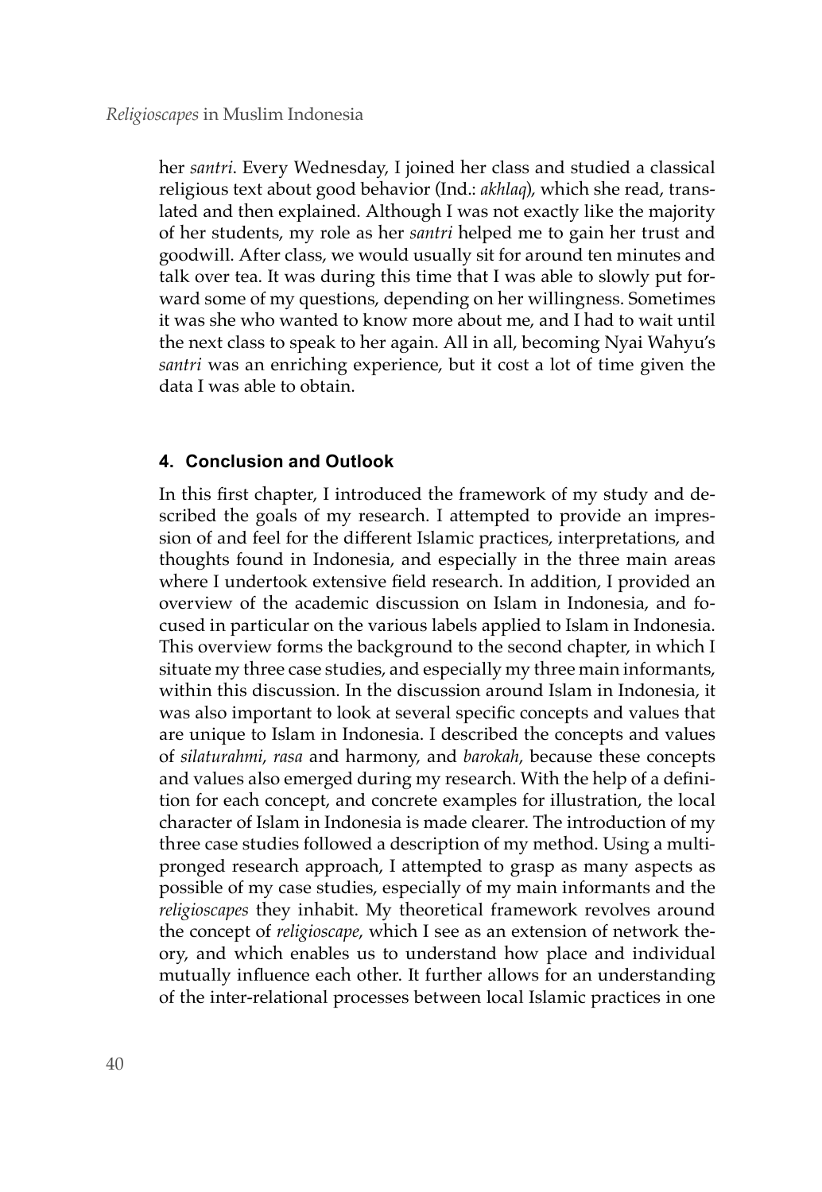her *santri*. Every Wednesday, I joined her class and studied a classical religious text about good behavior (Ind.: *akhlaq*), which she read, translated and then explained. Although I was not exactly like the majority of her students, my role as her *santri* helped me to gain her trust and goodwill. After class, we would usually sit for around ten minutes and talk over tea. It was during this time that I was able to slowly put forward some of my questions, depending on her willingness. Sometimes it was she who wanted to know more about me, and I had to wait until the next class to speak to her again. All in all, becoming Nyai Wahyu's *santri* was an enriching experience, but it cost a lot of time given the data I was able to obtain.

### 4. Conclusion and Outlook

In this first chapter, I introduced the framework of my study and described the goals of my research. I attempted to provide an impression of and feel for the different Islamic practices, interpretations, and thoughts found in Indonesia, and especially in the three main areas where I undertook extensive field research. In addition, I provided an overview of the academic discussion on Islam in Indonesia, and focused in particular on the various labels applied to Islam in Indonesia. This overview forms the background to the second chapter, in which I situate my three case studies, and especially my three main informants, within this discussion. In the discussion around Islam in Indonesia, it was also important to look at several specific concepts and values that are unique to Islam in Indonesia. I described the concepts and values of *silaturahmi*, *rasa* and harmony, and *barokah*, because these concepts and values also emerged during my research. With the help of a definition for each concept, and concrete examples for illustration, the local character of Islam in Indonesia is made clearer. The introduction of my three case studies followed a description of my method. Using a multi-pronged research approach, I attempted to grasp as many aspects as possible of my case studies, especially of my main informants and the *religioscapes* they inhabit. My theoretical framework revolves around the concept of *religioscape*, which I see as an extension of network theory, and which enables us to understand how place and individual mutually influence each other. It further allows for an understanding of the inter-relational processes between local Islamic practices in one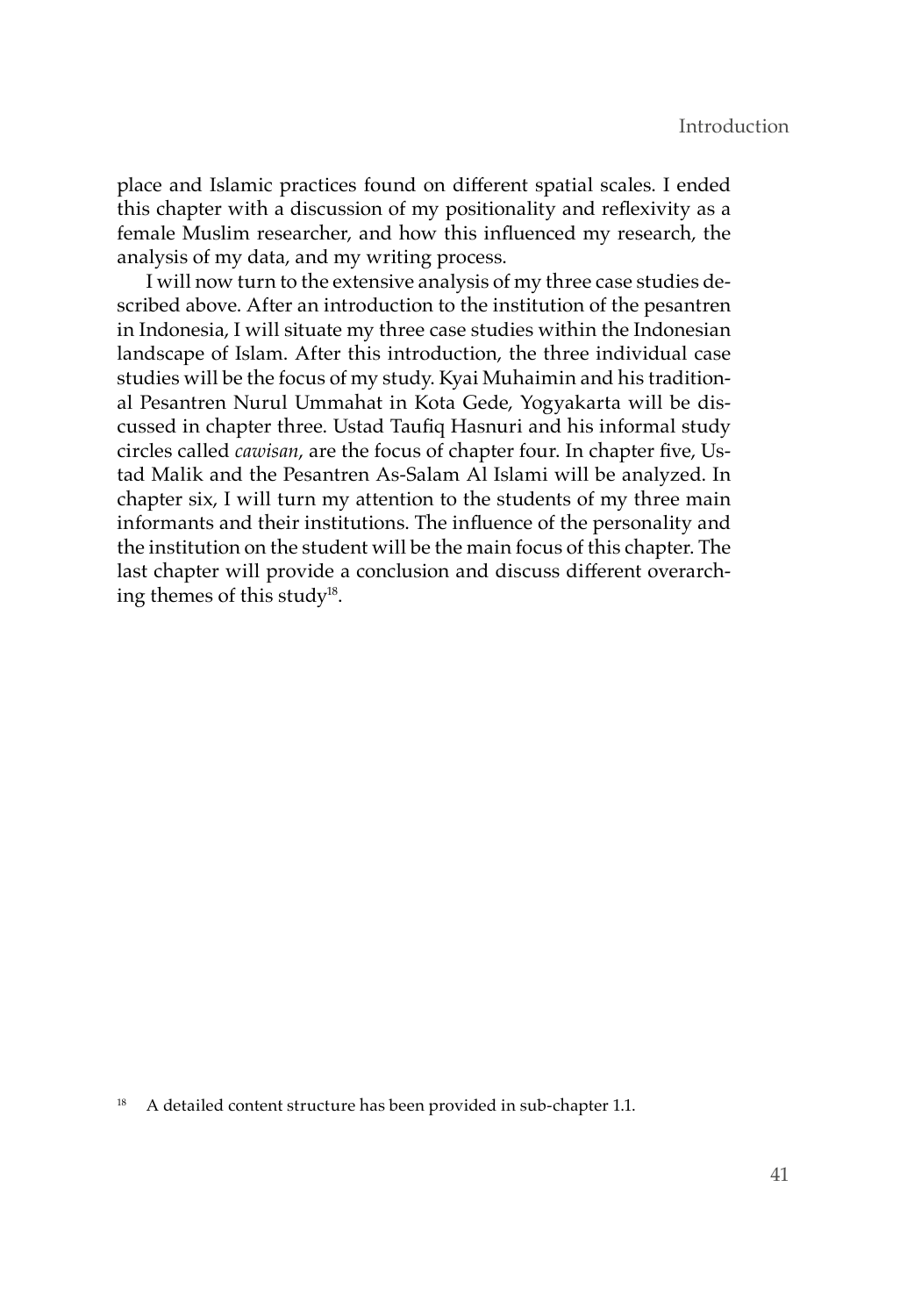place and Islamic practices found on different spatial scales. I ended this chapter with a discussion of my positionality and reflexivity as a female Muslim researcher, and how this influenced my research, the analysis of my data, and my writing process.

I will now turn to the extensive analysis of my three case studies described above. After an introduction to the institution of the pesantren in Indonesia, I will situate my three case studies within the Indonesian landscape of Islam. After this introduction, the three individual case studies will be the focus of my study. Kyai Muhaimin and his traditional Pesantren Nurul Ummahat in Kota Gede, Yogyakarta will be discussed in chapter three. Ustad Taufiq Hasnuri and his informal study circles called *cawisan*, are the focus of chapter four. In chapter five, Ustad Malik and the Pesantren As-Salam Al Islami will be analyzed. In chapter six, I will turn my attention to the students of my three main informants and their institutions. The influence of the personality and the institution on the student will be the main focus of this chapter. The last chapter will provide a conclusion and discuss different overarching themes of this study[18].

[18] A detailed content structure has been provided in sub-chapter 1.1.